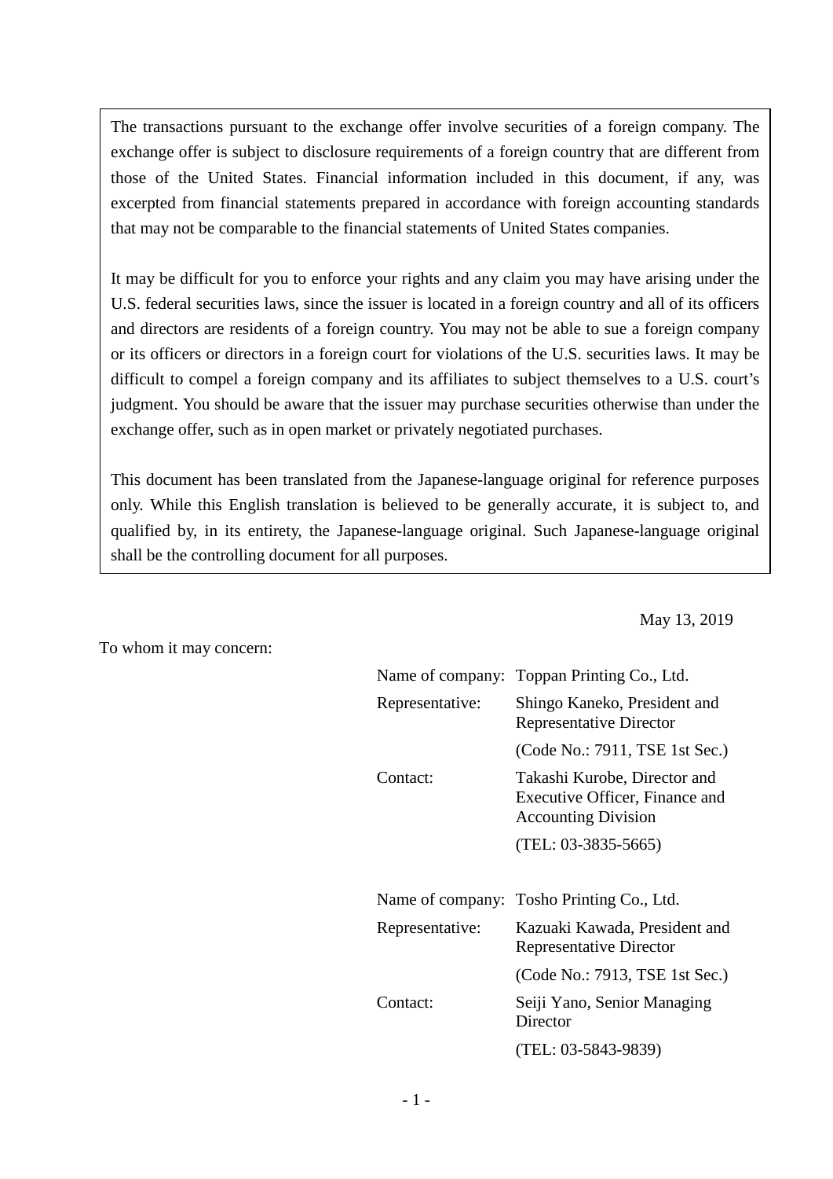> The transactions pursuant to the exchange offer involve securities of a foreign company. The exchange offer is subject to disclosure requirements of a foreign country that are different from those of the United States. Financial information included in this document, if any, was excerpted from financial statements prepared in accordance with foreign accounting standards that may not be comparable to the financial statements of United States companies.
>
> It may be difficult for you to enforce your rights and any claim you may have arising under the U.S. federal securities laws, since the issuer is located in a foreign country and all of its officers and directors are residents of a foreign country. You may not be able to sue a foreign company or its officers or directors in a foreign court for violations of the U.S. securities laws. It may be difficult to compel a foreign company and its affiliates to subject themselves to a U.S. court's judgment. You should be aware that the issuer may purchase securities otherwise than under the exchange offer, such as in open market or privately negotiated purchases.
>
> This document has been translated from the Japanese-language original for reference purposes only. While this English translation is believed to be generally accurate, it is subject to, and qualified by, in its entirety, the Japanese-language original. Such Japanese-language original shall be the controlling document for all purposes.

May 13, 2019

To whom it may concern:

| | |
|---|---|
| Name of company: | Toppan Printing Co., Ltd. |
| Representative: | Shingo Kaneko, President and Representative Director |
| | (Code No.: 7911, TSE 1st Sec.) |
| Contact: | Takashi Kurobe, Director and Executive Officer, Finance and Accounting Division |
| | (TEL: 03-3835-5665) |

| | |
|---|---|
| Name of company: | Tosho Printing Co., Ltd. |
| Representative: | Kazuaki Kawada, President and Representative Director |
| | (Code No.: 7913, TSE 1st Sec.) |
| Contact: | Seiji Yano, Senior Managing Director |
| | (TEL: 03-5843-9839) |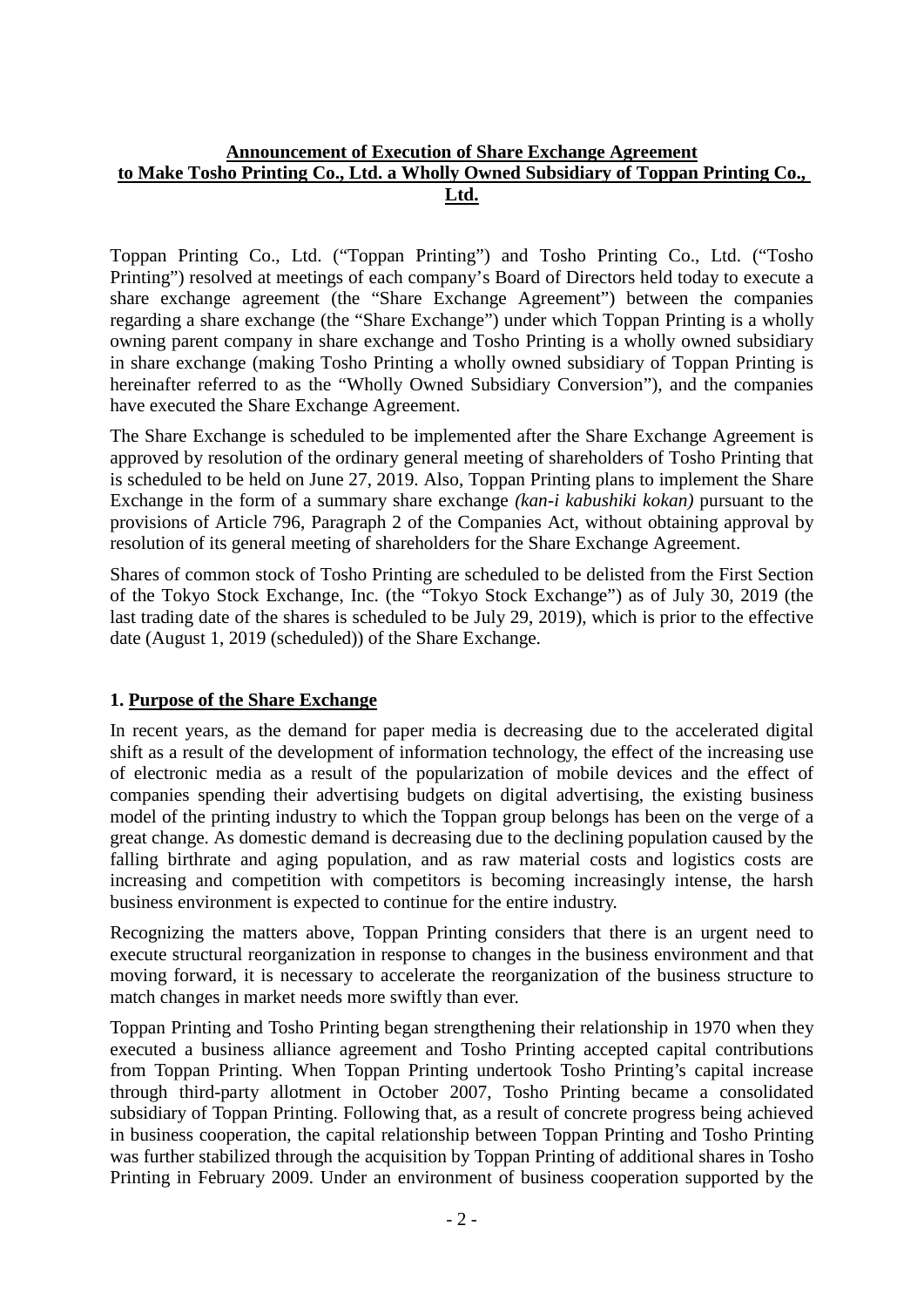**Announcement of Execution of Share Exchange Agreement to Make Tosho Printing Co., Ltd. a Wholly Owned Subsidiary of Toppan Printing Co., Ltd.**

Toppan Printing Co., Ltd. ("Toppan Printing") and Tosho Printing Co., Ltd. ("Tosho Printing") resolved at meetings of each company's Board of Directors held today to execute a share exchange agreement (the "Share Exchange Agreement") between the companies regarding a share exchange (the "Share Exchange") under which Toppan Printing is a wholly owning parent company in share exchange and Tosho Printing is a wholly owned subsidiary in share exchange (making Tosho Printing a wholly owned subsidiary of Toppan Printing is hereinafter referred to as the "Wholly Owned Subsidiary Conversion"), and the companies have executed the Share Exchange Agreement.

The Share Exchange is scheduled to be implemented after the Share Exchange Agreement is approved by resolution of the ordinary general meeting of shareholders of Tosho Printing that is scheduled to be held on June 27, 2019. Also, Toppan Printing plans to implement the Share Exchange in the form of a summary share exchange *(kan-i kabushiki kokan)* pursuant to the provisions of Article 796, Paragraph 2 of the Companies Act, without obtaining approval by resolution of its general meeting of shareholders for the Share Exchange Agreement.

Shares of common stock of Tosho Printing are scheduled to be delisted from the First Section of the Tokyo Stock Exchange, Inc. (the "Tokyo Stock Exchange") as of July 30, 2019 (the last trading date of the shares is scheduled to be July 29, 2019), which is prior to the effective date (August 1, 2019 (scheduled)) of the Share Exchange.

## 1. Purpose of the Share Exchange

In recent years, as the demand for paper media is decreasing due to the accelerated digital shift as a result of the development of information technology, the effect of the increasing use of electronic media as a result of the popularization of mobile devices and the effect of companies spending their advertising budgets on digital advertising, the existing business model of the printing industry to which the Toppan group belongs has been on the verge of a great change. As domestic demand is decreasing due to the declining population caused by the falling birthrate and aging population, and as raw material costs and logistics costs are increasing and competition with competitors is becoming increasingly intense, the harsh business environment is expected to continue for the entire industry.

Recognizing the matters above, Toppan Printing considers that there is an urgent need to execute structural reorganization in response to changes in the business environment and that moving forward, it is necessary to accelerate the reorganization of the business structure to match changes in market needs more swiftly than ever.

Toppan Printing and Tosho Printing began strengthening their relationship in 1970 when they executed a business alliance agreement and Tosho Printing accepted capital contributions from Toppan Printing. When Toppan Printing undertook Tosho Printing's capital increase through third-party allotment in October 2007, Tosho Printing became a consolidated subsidiary of Toppan Printing. Following that, as a result of concrete progress being achieved in business cooperation, the capital relationship between Toppan Printing and Tosho Printing was further stabilized through the acquisition by Toppan Printing of additional shares in Tosho Printing in February 2009. Under an environment of business cooperation supported by the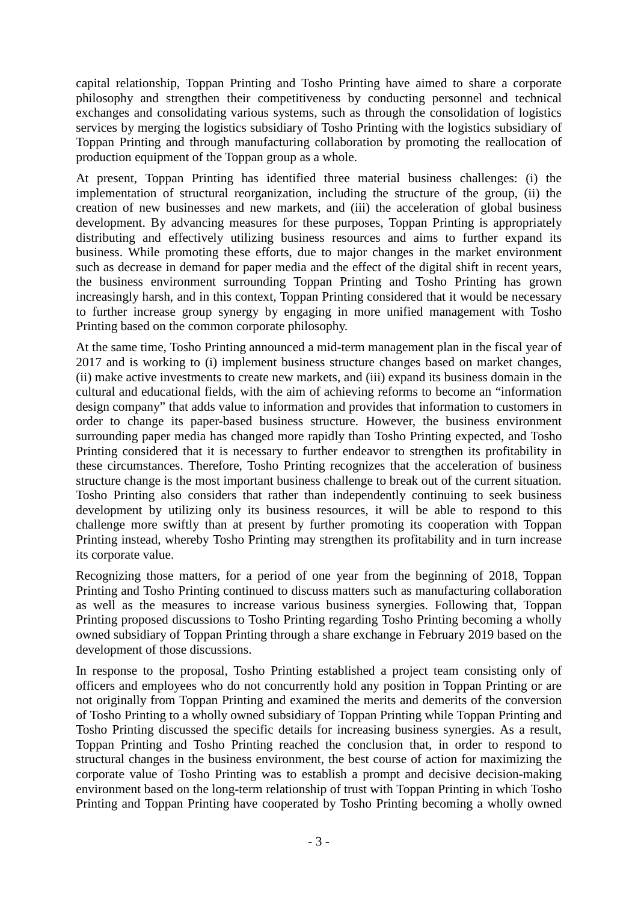capital relationship, Toppan Printing and Tosho Printing have aimed to share a corporate philosophy and strengthen their competitiveness by conducting personnel and technical exchanges and consolidating various systems, such as through the consolidation of logistics services by merging the logistics subsidiary of Tosho Printing with the logistics subsidiary of Toppan Printing and through manufacturing collaboration by promoting the reallocation of production equipment of the Toppan group as a whole.

At present, Toppan Printing has identified three material business challenges: (i) the implementation of structural reorganization, including the structure of the group, (ii) the creation of new businesses and new markets, and (iii) the acceleration of global business development. By advancing measures for these purposes, Toppan Printing is appropriately distributing and effectively utilizing business resources and aims to further expand its business. While promoting these efforts, due to major changes in the market environment such as decrease in demand for paper media and the effect of the digital shift in recent years, the business environment surrounding Toppan Printing and Tosho Printing has grown increasingly harsh, and in this context, Toppan Printing considered that it would be necessary to further increase group synergy by engaging in more unified management with Tosho Printing based on the common corporate philosophy.

At the same time, Tosho Printing announced a mid-term management plan in the fiscal year of 2017 and is working to (i) implement business structure changes based on market changes, (ii) make active investments to create new markets, and (iii) expand its business domain in the cultural and educational fields, with the aim of achieving reforms to become an "information design company" that adds value to information and provides that information to customers in order to change its paper-based business structure. However, the business environment surrounding paper media has changed more rapidly than Tosho Printing expected, and Tosho Printing considered that it is necessary to further endeavor to strengthen its profitability in these circumstances. Therefore, Tosho Printing recognizes that the acceleration of business structure change is the most important business challenge to break out of the current situation. Tosho Printing also considers that rather than independently continuing to seek business development by utilizing only its business resources, it will be able to respond to this challenge more swiftly than at present by further promoting its cooperation with Toppan Printing instead, whereby Tosho Printing may strengthen its profitability and in turn increase its corporate value.

Recognizing those matters, for a period of one year from the beginning of 2018, Toppan Printing and Tosho Printing continued to discuss matters such as manufacturing collaboration as well as the measures to increase various business synergies. Following that, Toppan Printing proposed discussions to Tosho Printing regarding Tosho Printing becoming a wholly owned subsidiary of Toppan Printing through a share exchange in February 2019 based on the development of those discussions.

In response to the proposal, Tosho Printing established a project team consisting only of officers and employees who do not concurrently hold any position in Toppan Printing or are not originally from Toppan Printing and examined the merits and demerits of the conversion of Tosho Printing to a wholly owned subsidiary of Toppan Printing while Toppan Printing and Tosho Printing discussed the specific details for increasing business synergies. As a result, Toppan Printing and Tosho Printing reached the conclusion that, in order to respond to structural changes in the business environment, the best course of action for maximizing the corporate value of Tosho Printing was to establish a prompt and decisive decision-making environment based on the long-term relationship of trust with Toppan Printing in which Tosho Printing and Toppan Printing have cooperated by Tosho Printing becoming a wholly owned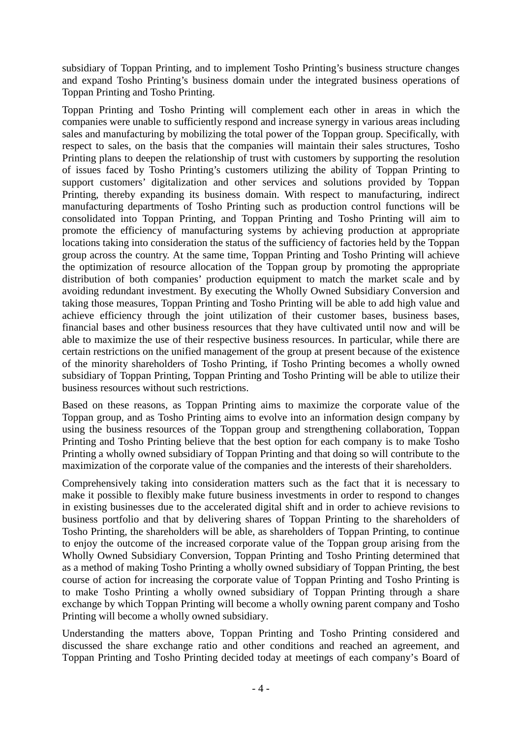subsidiary of Toppan Printing, and to implement Tosho Printing's business structure changes and expand Tosho Printing's business domain under the integrated business operations of Toppan Printing and Tosho Printing.

Toppan Printing and Tosho Printing will complement each other in areas in which the companies were unable to sufficiently respond and increase synergy in various areas including sales and manufacturing by mobilizing the total power of the Toppan group. Specifically, with respect to sales, on the basis that the companies will maintain their sales structures, Tosho Printing plans to deepen the relationship of trust with customers by supporting the resolution of issues faced by Tosho Printing's customers utilizing the ability of Toppan Printing to support customers' digitalization and other services and solutions provided by Toppan Printing, thereby expanding its business domain. With respect to manufacturing, indirect manufacturing departments of Tosho Printing such as production control functions will be consolidated into Toppan Printing, and Toppan Printing and Tosho Printing will aim to promote the efficiency of manufacturing systems by achieving production at appropriate locations taking into consideration the status of the sufficiency of factories held by the Toppan group across the country. At the same time, Toppan Printing and Tosho Printing will achieve the optimization of resource allocation of the Toppan group by promoting the appropriate distribution of both companies' production equipment to match the market scale and by avoiding redundant investment. By executing the Wholly Owned Subsidiary Conversion and taking those measures, Toppan Printing and Tosho Printing will be able to add high value and achieve efficiency through the joint utilization of their customer bases, business bases, financial bases and other business resources that they have cultivated until now and will be able to maximize the use of their respective business resources. In particular, while there are certain restrictions on the unified management of the group at present because of the existence of the minority shareholders of Tosho Printing, if Tosho Printing becomes a wholly owned subsidiary of Toppan Printing, Toppan Printing and Tosho Printing will be able to utilize their business resources without such restrictions.

Based on these reasons, as Toppan Printing aims to maximize the corporate value of the Toppan group, and as Tosho Printing aims to evolve into an information design company by using the business resources of the Toppan group and strengthening collaboration, Toppan Printing and Tosho Printing believe that the best option for each company is to make Tosho Printing a wholly owned subsidiary of Toppan Printing and that doing so will contribute to the maximization of the corporate value of the companies and the interests of their shareholders.

Comprehensively taking into consideration matters such as the fact that it is necessary to make it possible to flexibly make future business investments in order to respond to changes in existing businesses due to the accelerated digital shift and in order to achieve revisions to business portfolio and that by delivering shares of Toppan Printing to the shareholders of Tosho Printing, the shareholders will be able, as shareholders of Toppan Printing, to continue to enjoy the outcome of the increased corporate value of the Toppan group arising from the Wholly Owned Subsidiary Conversion, Toppan Printing and Tosho Printing determined that as a method of making Tosho Printing a wholly owned subsidiary of Toppan Printing, the best course of action for increasing the corporate value of Toppan Printing and Tosho Printing is to make Tosho Printing a wholly owned subsidiary of Toppan Printing through a share exchange by which Toppan Printing will become a wholly owning parent company and Tosho Printing will become a wholly owned subsidiary.

Understanding the matters above, Toppan Printing and Tosho Printing considered and discussed the share exchange ratio and other conditions and reached an agreement, and Toppan Printing and Tosho Printing decided today at meetings of each company's Board of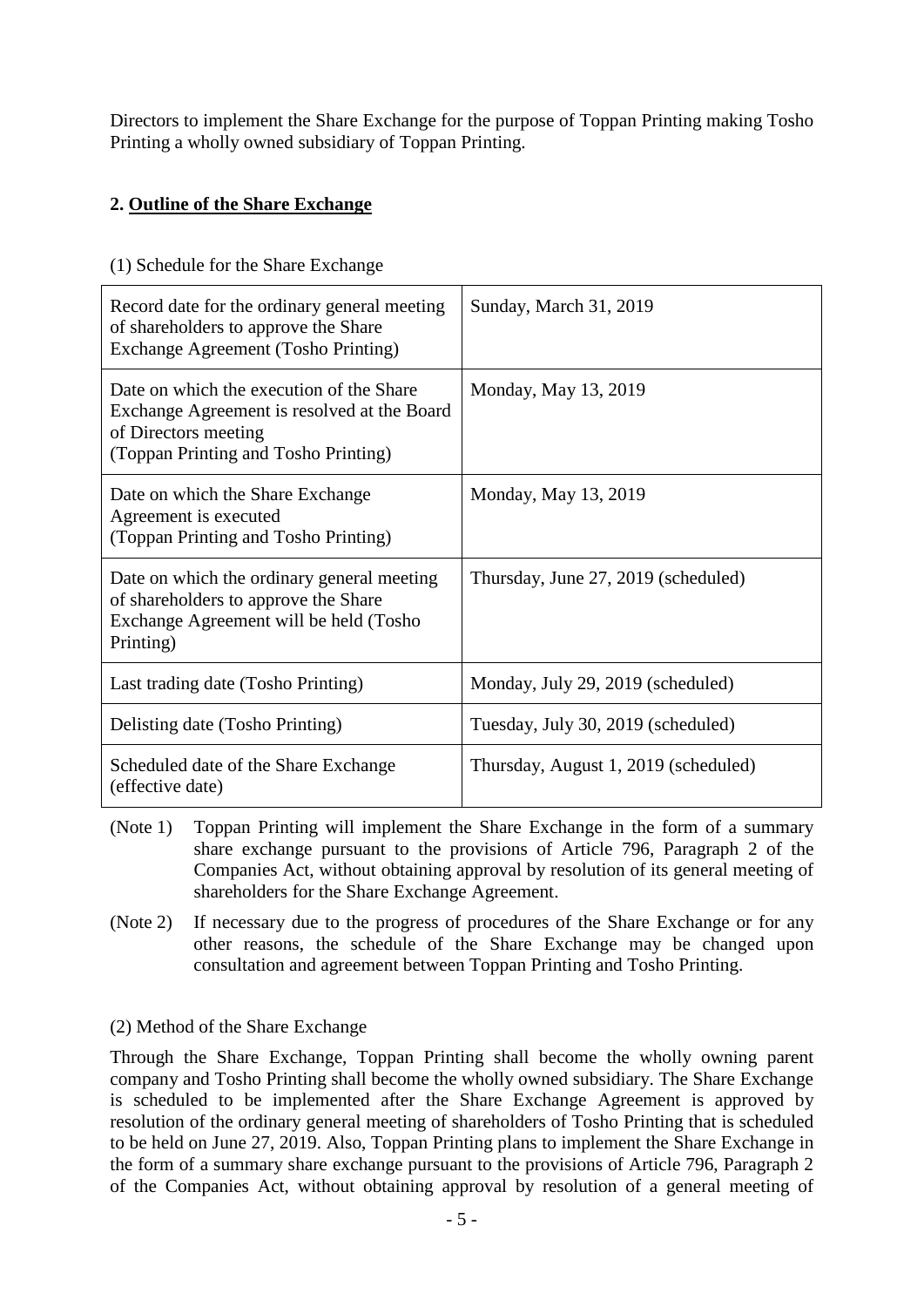Directors to implement the Share Exchange for the purpose of Toppan Printing making Tosho Printing a wholly owned subsidiary of Toppan Printing.

## 2. Outline of the Share Exchange

(1) Schedule for the Share Exchange

| | |
|---|---|
| Record date for the ordinary general meeting of shareholders to approve the Share Exchange Agreement (Tosho Printing) | Sunday, March 31, 2019 |
| Date on which the execution of the Share Exchange Agreement is resolved at the Board of Directors meeting (Toppan Printing and Tosho Printing) | Monday, May 13, 2019 |
| Date on which the Share Exchange Agreement is executed (Toppan Printing and Tosho Printing) | Monday, May 13, 2019 |
| Date on which the ordinary general meeting of shareholders to approve the Share Exchange Agreement will be held (Tosho Printing) | Thursday, June 27, 2019 (scheduled) |
| Last trading date (Tosho Printing) | Monday, July 29, 2019 (scheduled) |
| Delisting date (Tosho Printing) | Tuesday, July 30, 2019 (scheduled) |
| Scheduled date of the Share Exchange (effective date) | Thursday, August 1, 2019 (scheduled) |

(Note 1) Toppan Printing will implement the Share Exchange in the form of a summary share exchange pursuant to the provisions of Article 796, Paragraph 2 of the Companies Act, without obtaining approval by resolution of its general meeting of shareholders for the Share Exchange Agreement.

(Note 2) If necessary due to the progress of procedures of the Share Exchange or for any other reasons, the schedule of the Share Exchange may be changed upon consultation and agreement between Toppan Printing and Tosho Printing.

(2) Method of the Share Exchange

Through the Share Exchange, Toppan Printing shall become the wholly owning parent company and Tosho Printing shall become the wholly owned subsidiary. The Share Exchange is scheduled to be implemented after the Share Exchange Agreement is approved by resolution of the ordinary general meeting of shareholders of Tosho Printing that is scheduled to be held on June 27, 2019. Also, Toppan Printing plans to implement the Share Exchange in the form of a summary share exchange pursuant to the provisions of Article 796, Paragraph 2 of the Companies Act, without obtaining approval by resolution of a general meeting of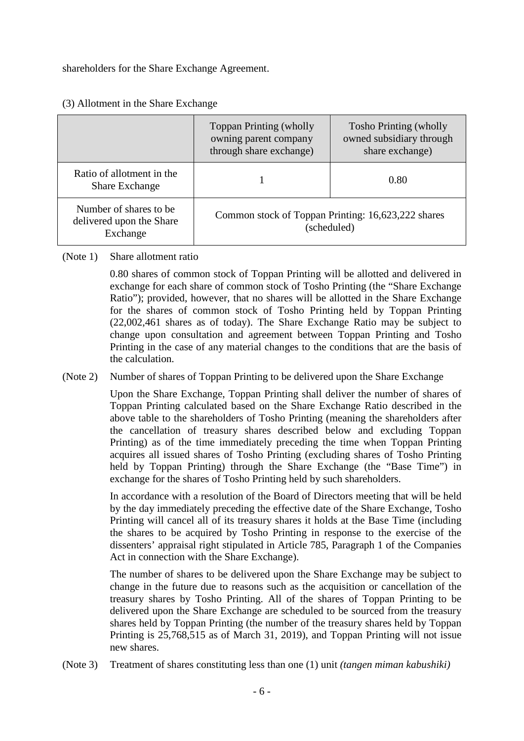shareholders for the Share Exchange Agreement.

(3) Allotment in the Share Exchange

| | Toppan Printing (wholly owning parent company through share exchange) | Tosho Printing (wholly owned subsidiary through share exchange) |
|---|---|---|
| Ratio of allotment in the Share Exchange | 1 | 0.80 |
| Number of shares to be delivered upon the Share Exchange | Common stock of Toppan Printing: 16,623,222 shares (scheduled) | |

(Note 1) Share allotment ratio

0.80 shares of common stock of Toppan Printing will be allotted and delivered in exchange for each share of common stock of Tosho Printing (the "Share Exchange Ratio"); provided, however, that no shares will be allotted in the Share Exchange for the shares of common stock of Tosho Printing held by Toppan Printing (22,002,461 shares as of today). The Share Exchange Ratio may be subject to change upon consultation and agreement between Toppan Printing and Tosho Printing in the case of any material changes to the conditions that are the basis of the calculation.

(Note 2) Number of shares of Toppan Printing to be delivered upon the Share Exchange

Upon the Share Exchange, Toppan Printing shall deliver the number of shares of Toppan Printing calculated based on the Share Exchange Ratio described in the above table to the shareholders of Tosho Printing (meaning the shareholders after the cancellation of treasury shares described below and excluding Toppan Printing) as of the time immediately preceding the time when Toppan Printing acquires all issued shares of Tosho Printing (excluding shares of Tosho Printing held by Toppan Printing) through the Share Exchange (the "Base Time") in exchange for the shares of Tosho Printing held by such shareholders.

In accordance with a resolution of the Board of Directors meeting that will be held by the day immediately preceding the effective date of the Share Exchange, Tosho Printing will cancel all of its treasury shares it holds at the Base Time (including the shares to be acquired by Tosho Printing in response to the exercise of the dissenters' appraisal right stipulated in Article 785, Paragraph 1 of the Companies Act in connection with the Share Exchange).

The number of shares to be delivered upon the Share Exchange may be subject to change in the future due to reasons such as the acquisition or cancellation of the treasury shares by Tosho Printing. All of the shares of Toppan Printing to be delivered upon the Share Exchange are scheduled to be sourced from the treasury shares held by Toppan Printing (the number of the treasury shares held by Toppan Printing is 25,768,515 as of March 31, 2019), and Toppan Printing will not issue new shares.

(Note 3) Treatment of shares constituting less than one (1) unit *(tangen miman kabushiki)*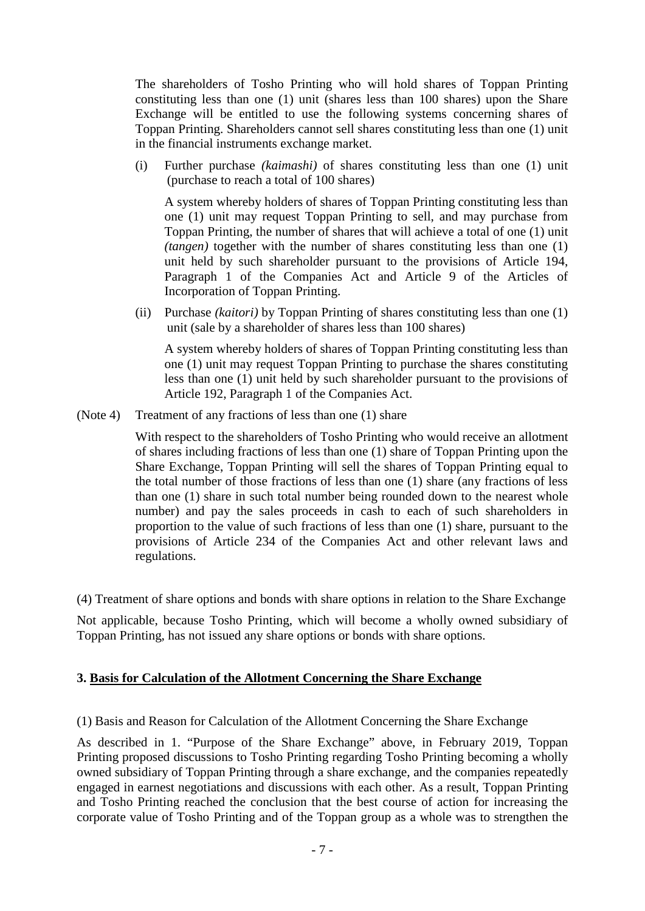The shareholders of Tosho Printing who will hold shares of Toppan Printing constituting less than one (1) unit (shares less than 100 shares) upon the Share Exchange will be entitled to use the following systems concerning shares of Toppan Printing. Shareholders cannot sell shares constituting less than one (1) unit in the financial instruments exchange market.

(i) Further purchase *(kaimashi)* of shares constituting less than one (1) unit (purchase to reach a total of 100 shares)

A system whereby holders of shares of Toppan Printing constituting less than one (1) unit may request Toppan Printing to sell, and may purchase from Toppan Printing, the number of shares that will achieve a total of one (1) unit *(tangen)* together with the number of shares constituting less than one (1) unit held by such shareholder pursuant to the provisions of Article 194, Paragraph 1 of the Companies Act and Article 9 of the Articles of Incorporation of Toppan Printing.

(ii) Purchase *(kaitori)* by Toppan Printing of shares constituting less than one (1) unit (sale by a shareholder of shares less than 100 shares)

A system whereby holders of shares of Toppan Printing constituting less than one (1) unit may request Toppan Printing to purchase the shares constituting less than one (1) unit held by such shareholder pursuant to the provisions of Article 192, Paragraph 1 of the Companies Act.

(Note 4) Treatment of any fractions of less than one (1) share

With respect to the shareholders of Tosho Printing who would receive an allotment of shares including fractions of less than one (1) share of Toppan Printing upon the Share Exchange, Toppan Printing will sell the shares of Toppan Printing equal to the total number of those fractions of less than one (1) share (any fractions of less than one (1) share in such total number being rounded down to the nearest whole number) and pay the sales proceeds in cash to each of such shareholders in proportion to the value of such fractions of less than one (1) share, pursuant to the provisions of Article 234 of the Companies Act and other relevant laws and regulations.

(4) Treatment of share options and bonds with share options in relation to the Share Exchange

Not applicable, because Tosho Printing, which will become a wholly owned subsidiary of Toppan Printing, has not issued any share options or bonds with share options.

## 3. Basis for Calculation of the Allotment Concerning the Share Exchange

(1) Basis and Reason for Calculation of the Allotment Concerning the Share Exchange

As described in 1. "Purpose of the Share Exchange" above, in February 2019, Toppan Printing proposed discussions to Tosho Printing regarding Tosho Printing becoming a wholly owned subsidiary of Toppan Printing through a share exchange, and the companies repeatedly engaged in earnest negotiations and discussions with each other. As a result, Toppan Printing and Tosho Printing reached the conclusion that the best course of action for increasing the corporate value of Tosho Printing and of the Toppan group as a whole was to strengthen the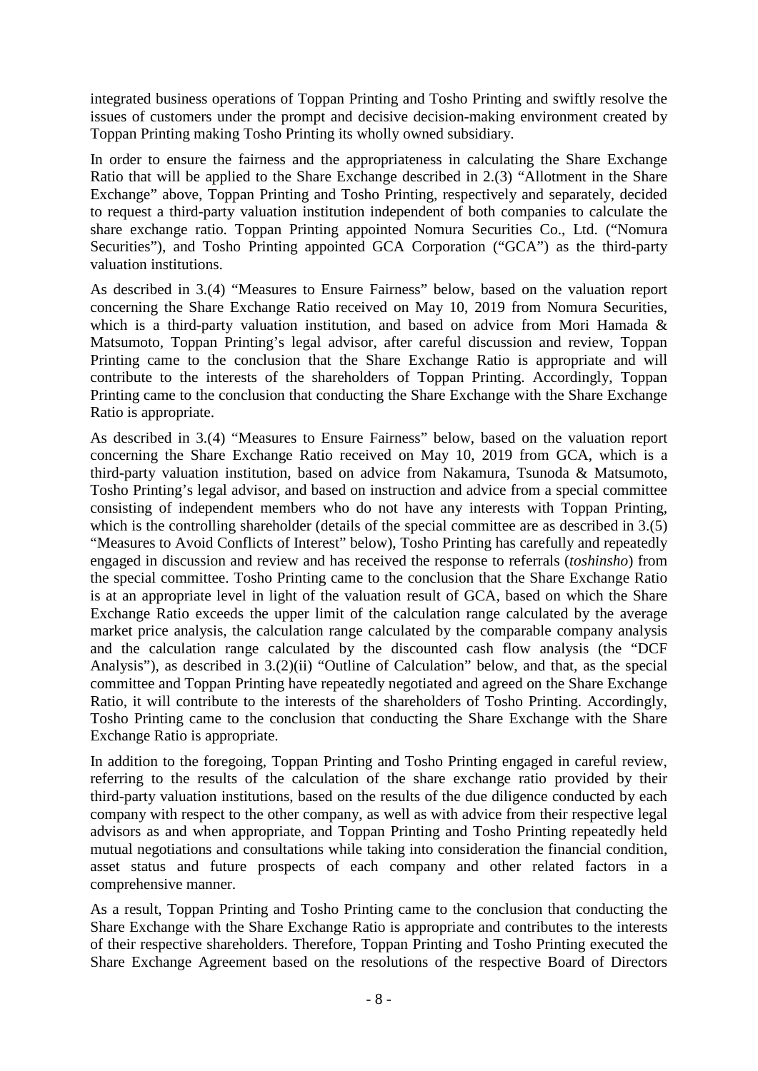integrated business operations of Toppan Printing and Tosho Printing and swiftly resolve the issues of customers under the prompt and decisive decision-making environment created by Toppan Printing making Tosho Printing its wholly owned subsidiary.

In order to ensure the fairness and the appropriateness in calculating the Share Exchange Ratio that will be applied to the Share Exchange described in 2.(3) "Allotment in the Share Exchange" above, Toppan Printing and Tosho Printing, respectively and separately, decided to request a third-party valuation institution independent of both companies to calculate the share exchange ratio. Toppan Printing appointed Nomura Securities Co., Ltd. ("Nomura Securities"), and Tosho Printing appointed GCA Corporation ("GCA") as the third-party valuation institutions.

As described in 3.(4) "Measures to Ensure Fairness" below, based on the valuation report concerning the Share Exchange Ratio received on May 10, 2019 from Nomura Securities, which is a third-party valuation institution, and based on advice from Mori Hamada & Matsumoto, Toppan Printing's legal advisor, after careful discussion and review, Toppan Printing came to the conclusion that the Share Exchange Ratio is appropriate and will contribute to the interests of the shareholders of Toppan Printing. Accordingly, Toppan Printing came to the conclusion that conducting the Share Exchange with the Share Exchange Ratio is appropriate.

As described in 3.(4) "Measures to Ensure Fairness" below, based on the valuation report concerning the Share Exchange Ratio received on May 10, 2019 from GCA, which is a third-party valuation institution, based on advice from Nakamura, Tsunoda & Matsumoto, Tosho Printing's legal advisor, and based on instruction and advice from a special committee consisting of independent members who do not have any interests with Toppan Printing, which is the controlling shareholder (details of the special committee are as described in 3.(5) "Measures to Avoid Conflicts of Interest" below), Tosho Printing has carefully and repeatedly engaged in discussion and review and has received the response to referrals (*toshinsho*) from the special committee. Tosho Printing came to the conclusion that the Share Exchange Ratio is at an appropriate level in light of the valuation result of GCA, based on which the Share Exchange Ratio exceeds the upper limit of the calculation range calculated by the average market price analysis, the calculation range calculated by the comparable company analysis and the calculation range calculated by the discounted cash flow analysis (the "DCF Analysis"), as described in 3.(2)(ii) "Outline of Calculation" below, and that, as the special committee and Toppan Printing have repeatedly negotiated and agreed on the Share Exchange Ratio, it will contribute to the interests of the shareholders of Tosho Printing. Accordingly, Tosho Printing came to the conclusion that conducting the Share Exchange with the Share Exchange Ratio is appropriate.

In addition to the foregoing, Toppan Printing and Tosho Printing engaged in careful review, referring to the results of the calculation of the share exchange ratio provided by their third-party valuation institutions, based on the results of the due diligence conducted by each company with respect to the other company, as well as with advice from their respective legal advisors as and when appropriate, and Toppan Printing and Tosho Printing repeatedly held mutual negotiations and consultations while taking into consideration the financial condition, asset status and future prospects of each company and other related factors in a comprehensive manner.

As a result, Toppan Printing and Tosho Printing came to the conclusion that conducting the Share Exchange with the Share Exchange Ratio is appropriate and contributes to the interests of their respective shareholders. Therefore, Toppan Printing and Tosho Printing executed the Share Exchange Agreement based on the resolutions of the respective Board of Directors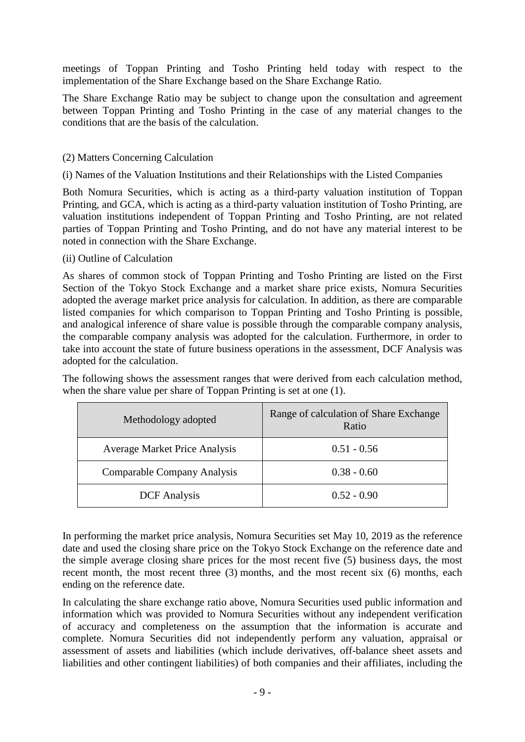meetings of Toppan Printing and Tosho Printing held today with respect to the implementation of the Share Exchange based on the Share Exchange Ratio.

The Share Exchange Ratio may be subject to change upon the consultation and agreement between Toppan Printing and Tosho Printing in the case of any material changes to the conditions that are the basis of the calculation.

(2) Matters Concerning Calculation

(i) Names of the Valuation Institutions and their Relationships with the Listed Companies

Both Nomura Securities, which is acting as a third-party valuation institution of Toppan Printing, and GCA, which is acting as a third-party valuation institution of Tosho Printing, are valuation institutions independent of Toppan Printing and Tosho Printing, are not related parties of Toppan Printing and Tosho Printing, and do not have any material interest to be noted in connection with the Share Exchange.

(ii) Outline of Calculation

As shares of common stock of Toppan Printing and Tosho Printing are listed on the First Section of the Tokyo Stock Exchange and a market share price exists, Nomura Securities adopted the average market price analysis for calculation. In addition, as there are comparable listed companies for which comparison to Toppan Printing and Tosho Printing is possible, and analogical inference of share value is possible through the comparable company analysis, the comparable company analysis was adopted for the calculation. Furthermore, in order to take into account the state of future business operations in the assessment, DCF Analysis was adopted for the calculation.

The following shows the assessment ranges that were derived from each calculation method, when the share value per share of Toppan Printing is set at one (1).

| Methodology adopted | Range of calculation of Share Exchange Ratio |
|---|---|
| Average Market Price Analysis | 0.51 - 0.56 |
| Comparable Company Analysis | 0.38 - 0.60 |
| DCF Analysis | 0.52 - 0.90 |

In performing the market price analysis, Nomura Securities set May 10, 2019 as the reference date and used the closing share price on the Tokyo Stock Exchange on the reference date and the simple average closing share prices for the most recent five (5) business days, the most recent month, the most recent three (3) months, and the most recent six (6) months, each ending on the reference date.

In calculating the share exchange ratio above, Nomura Securities used public information and information which was provided to Nomura Securities without any independent verification of accuracy and completeness on the assumption that the information is accurate and complete. Nomura Securities did not independently perform any valuation, appraisal or assessment of assets and liabilities (which include derivatives, off-balance sheet assets and liabilities and other contingent liabilities) of both companies and their affiliates, including the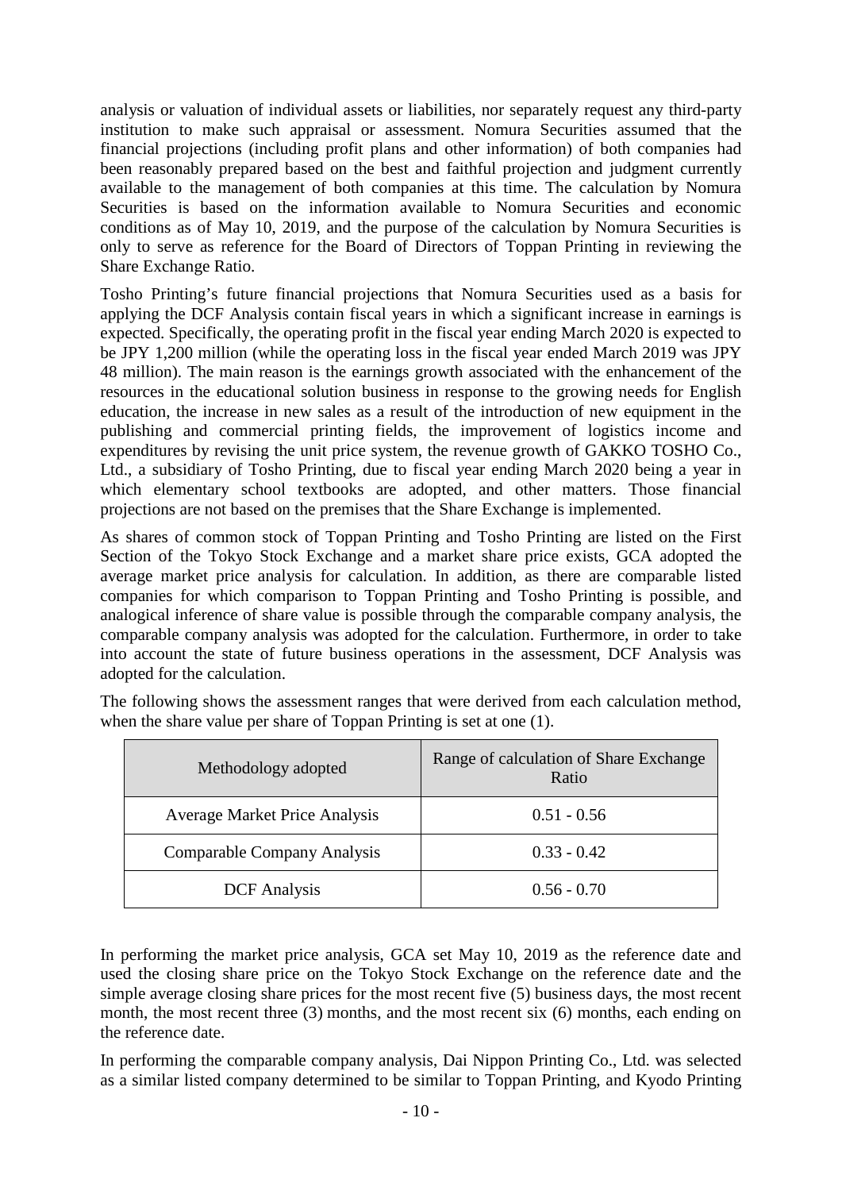analysis or valuation of individual assets or liabilities, nor separately request any third-party institution to make such appraisal or assessment. Nomura Securities assumed that the financial projections (including profit plans and other information) of both companies had been reasonably prepared based on the best and faithful projection and judgment currently available to the management of both companies at this time. The calculation by Nomura Securities is based on the information available to Nomura Securities and economic conditions as of May 10, 2019, and the purpose of the calculation by Nomura Securities is only to serve as reference for the Board of Directors of Toppan Printing in reviewing the Share Exchange Ratio.

Tosho Printing's future financial projections that Nomura Securities used as a basis for applying the DCF Analysis contain fiscal years in which a significant increase in earnings is expected. Specifically, the operating profit in the fiscal year ending March 2020 is expected to be JPY 1,200 million (while the operating loss in the fiscal year ended March 2019 was JPY 48 million). The main reason is the earnings growth associated with the enhancement of the resources in the educational solution business in response to the growing needs for English education, the increase in new sales as a result of the introduction of new equipment in the publishing and commercial printing fields, the improvement of logistics income and expenditures by revising the unit price system, the revenue growth of GAKKO TOSHO Co., Ltd., a subsidiary of Tosho Printing, due to fiscal year ending March 2020 being a year in which elementary school textbooks are adopted, and other matters. Those financial projections are not based on the premises that the Share Exchange is implemented.

As shares of common stock of Toppan Printing and Tosho Printing are listed on the First Section of the Tokyo Stock Exchange and a market share price exists, GCA adopted the average market price analysis for calculation. In addition, as there are comparable listed companies for which comparison to Toppan Printing and Tosho Printing is possible, and analogical inference of share value is possible through the comparable company analysis, the comparable company analysis was adopted for the calculation. Furthermore, in order to take into account the state of future business operations in the assessment, DCF Analysis was adopted for the calculation.

The following shows the assessment ranges that were derived from each calculation method, when the share value per share of Toppan Printing is set at one (1).

| Methodology adopted | Range of calculation of Share Exchange Ratio |
|---|---|
| Average Market Price Analysis | 0.51 - 0.56 |
| Comparable Company Analysis | 0.33 - 0.42 |
| DCF Analysis | 0.56 - 0.70 |

In performing the market price analysis, GCA set May 10, 2019 as the reference date and used the closing share price on the Tokyo Stock Exchange on the reference date and the simple average closing share prices for the most recent five (5) business days, the most recent month, the most recent three (3) months, and the most recent six (6) months, each ending on the reference date.

In performing the comparable company analysis, Dai Nippon Printing Co., Ltd. was selected as a similar listed company determined to be similar to Toppan Printing, and Kyodo Printing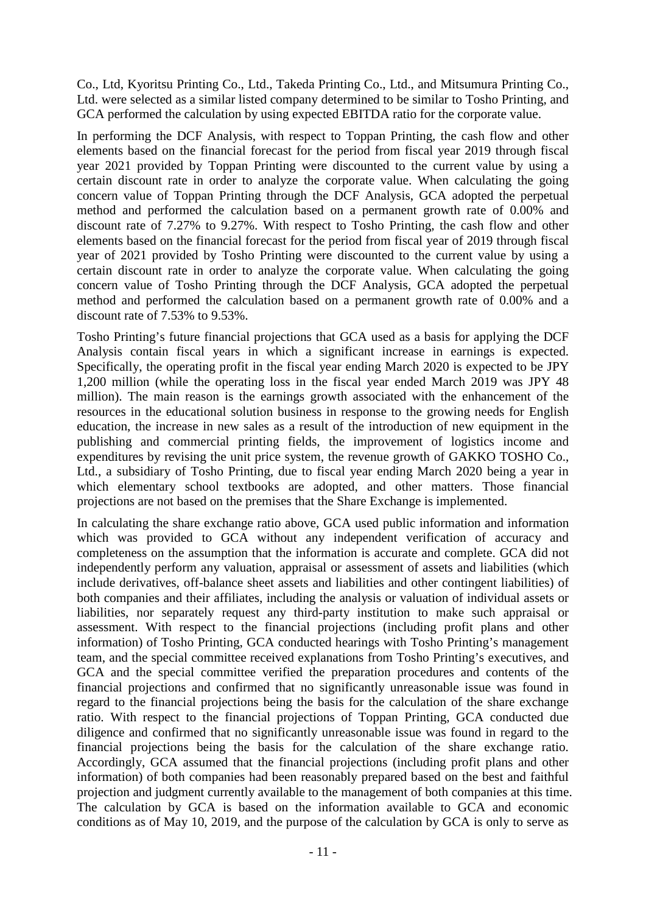Co., Ltd, Kyoritsu Printing Co., Ltd., Takeda Printing Co., Ltd., and Mitsumura Printing Co., Ltd. were selected as a similar listed company determined to be similar to Tosho Printing, and GCA performed the calculation by using expected EBITDA ratio for the corporate value.

In performing the DCF Analysis, with respect to Toppan Printing, the cash flow and other elements based on the financial forecast for the period from fiscal year 2019 through fiscal year 2021 provided by Toppan Printing were discounted to the current value by using a certain discount rate in order to analyze the corporate value. When calculating the going concern value of Toppan Printing through the DCF Analysis, GCA adopted the perpetual method and performed the calculation based on a permanent growth rate of 0.00% and discount rate of 7.27% to 9.27%. With respect to Tosho Printing, the cash flow and other elements based on the financial forecast for the period from fiscal year of 2019 through fiscal year of 2021 provided by Tosho Printing were discounted to the current value by using a certain discount rate in order to analyze the corporate value. When calculating the going concern value of Tosho Printing through the DCF Analysis, GCA adopted the perpetual method and performed the calculation based on a permanent growth rate of 0.00% and a discount rate of 7.53% to 9.53%.

Tosho Printing's future financial projections that GCA used as a basis for applying the DCF Analysis contain fiscal years in which a significant increase in earnings is expected. Specifically, the operating profit in the fiscal year ending March 2020 is expected to be JPY 1,200 million (while the operating loss in the fiscal year ended March 2019 was JPY 48 million). The main reason is the earnings growth associated with the enhancement of the resources in the educational solution business in response to the growing needs for English education, the increase in new sales as a result of the introduction of new equipment in the publishing and commercial printing fields, the improvement of logistics income and expenditures by revising the unit price system, the revenue growth of GAKKO TOSHO Co., Ltd., a subsidiary of Tosho Printing, due to fiscal year ending March 2020 being a year in which elementary school textbooks are adopted, and other matters. Those financial projections are not based on the premises that the Share Exchange is implemented.

In calculating the share exchange ratio above, GCA used public information and information which was provided to GCA without any independent verification of accuracy and completeness on the assumption that the information is accurate and complete. GCA did not independently perform any valuation, appraisal or assessment of assets and liabilities (which include derivatives, off-balance sheet assets and liabilities and other contingent liabilities) of both companies and their affiliates, including the analysis or valuation of individual assets or liabilities, nor separately request any third-party institution to make such appraisal or assessment. With respect to the financial projections (including profit plans and other information) of Tosho Printing, GCA conducted hearings with Tosho Printing's management team, and the special committee received explanations from Tosho Printing's executives, and GCA and the special committee verified the preparation procedures and contents of the financial projections and confirmed that no significantly unreasonable issue was found in regard to the financial projections being the basis for the calculation of the share exchange ratio. With respect to the financial projections of Toppan Printing, GCA conducted due diligence and confirmed that no significantly unreasonable issue was found in regard to the financial projections being the basis for the calculation of the share exchange ratio. Accordingly, GCA assumed that the financial projections (including profit plans and other information) of both companies had been reasonably prepared based on the best and faithful projection and judgment currently available to the management of both companies at this time. The calculation by GCA is based on the information available to GCA and economic conditions as of May 10, 2019, and the purpose of the calculation by GCA is only to serve as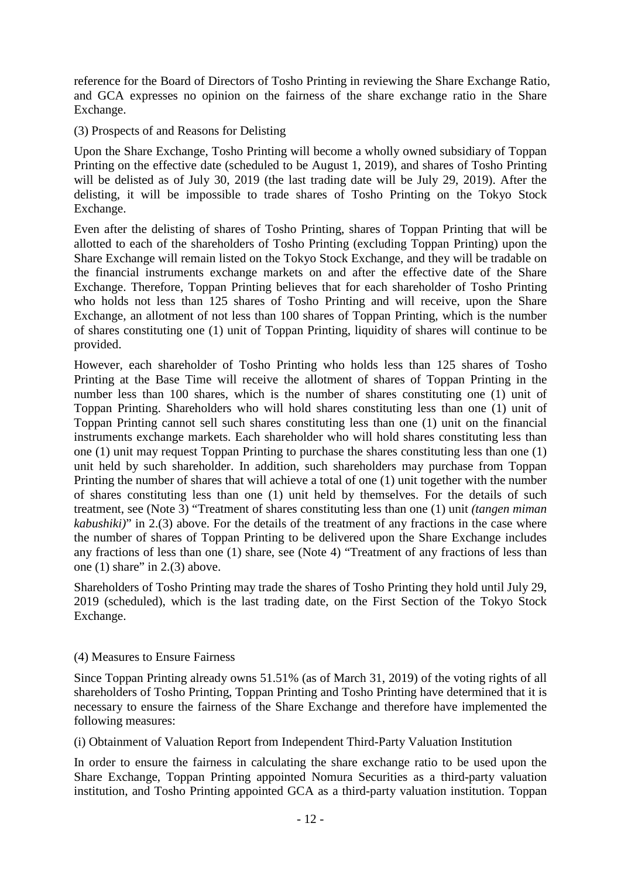reference for the Board of Directors of Tosho Printing in reviewing the Share Exchange Ratio, and GCA expresses no opinion on the fairness of the share exchange ratio in the Share Exchange.

(3) Prospects of and Reasons for Delisting

Upon the Share Exchange, Tosho Printing will become a wholly owned subsidiary of Toppan Printing on the effective date (scheduled to be August 1, 2019), and shares of Tosho Printing will be delisted as of July 30, 2019 (the last trading date will be July 29, 2019). After the delisting, it will be impossible to trade shares of Tosho Printing on the Tokyo Stock Exchange.

Even after the delisting of shares of Tosho Printing, shares of Toppan Printing that will be allotted to each of the shareholders of Tosho Printing (excluding Toppan Printing) upon the Share Exchange will remain listed on the Tokyo Stock Exchange, and they will be tradable on the financial instruments exchange markets on and after the effective date of the Share Exchange. Therefore, Toppan Printing believes that for each shareholder of Tosho Printing who holds not less than 125 shares of Tosho Printing and will receive, upon the Share Exchange, an allotment of not less than 100 shares of Toppan Printing, which is the number of shares constituting one (1) unit of Toppan Printing, liquidity of shares will continue to be provided.

However, each shareholder of Tosho Printing who holds less than 125 shares of Tosho Printing at the Base Time will receive the allotment of shares of Toppan Printing in the number less than 100 shares, which is the number of shares constituting one (1) unit of Toppan Printing. Shareholders who will hold shares constituting less than one (1) unit of Toppan Printing cannot sell such shares constituting less than one (1) unit on the financial instruments exchange markets. Each shareholder who will hold shares constituting less than one (1) unit may request Toppan Printing to purchase the shares constituting less than one (1) unit held by such shareholder. In addition, such shareholders may purchase from Toppan Printing the number of shares that will achieve a total of one (1) unit together with the number of shares constituting less than one (1) unit held by themselves. For the details of such treatment, see (Note 3) "Treatment of shares constituting less than one (1) unit *(tangen miman kabushiki)*" in 2.(3) above. For the details of the treatment of any fractions in the case where the number of shares of Toppan Printing to be delivered upon the Share Exchange includes any fractions of less than one (1) share, see (Note 4) "Treatment of any fractions of less than one (1) share" in 2.(3) above.

Shareholders of Tosho Printing may trade the shares of Tosho Printing they hold until July 29, 2019 (scheduled), which is the last trading date, on the First Section of the Tokyo Stock Exchange.

(4) Measures to Ensure Fairness

Since Toppan Printing already owns 51.51% (as of March 31, 2019) of the voting rights of all shareholders of Tosho Printing, Toppan Printing and Tosho Printing have determined that it is necessary to ensure the fairness of the Share Exchange and therefore have implemented the following measures:

(i) Obtainment of Valuation Report from Independent Third-Party Valuation Institution

In order to ensure the fairness in calculating the share exchange ratio to be used upon the Share Exchange, Toppan Printing appointed Nomura Securities as a third-party valuation institution, and Tosho Printing appointed GCA as a third-party valuation institution. Toppan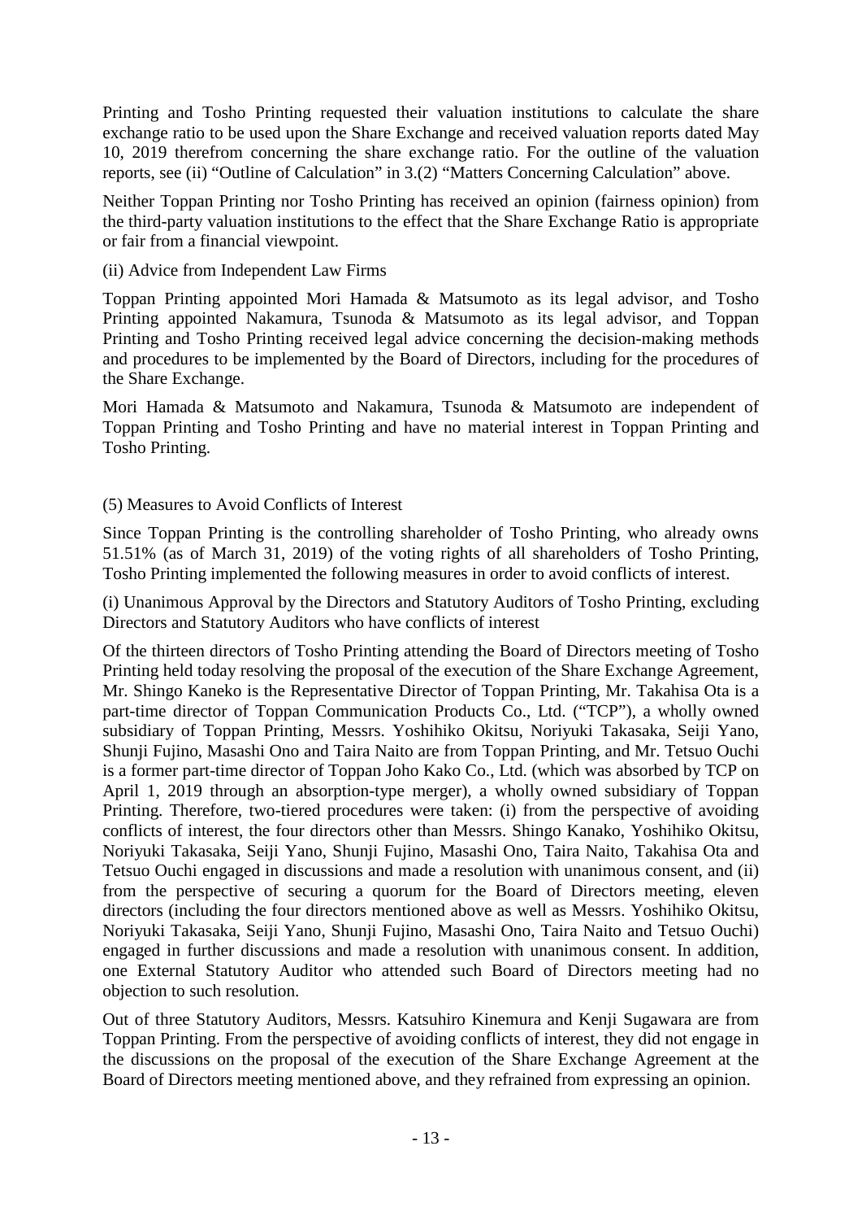Printing and Tosho Printing requested their valuation institutions to calculate the share exchange ratio to be used upon the Share Exchange and received valuation reports dated May 10, 2019 therefrom concerning the share exchange ratio. For the outline of the valuation reports, see (ii) "Outline of Calculation" in 3.(2) "Matters Concerning Calculation" above.

Neither Toppan Printing nor Tosho Printing has received an opinion (fairness opinion) from the third-party valuation institutions to the effect that the Share Exchange Ratio is appropriate or fair from a financial viewpoint.

(ii) Advice from Independent Law Firms

Toppan Printing appointed Mori Hamada & Matsumoto as its legal advisor, and Tosho Printing appointed Nakamura, Tsunoda & Matsumoto as its legal advisor, and Toppan Printing and Tosho Printing received legal advice concerning the decision-making methods and procedures to be implemented by the Board of Directors, including for the procedures of the Share Exchange.

Mori Hamada & Matsumoto and Nakamura, Tsunoda & Matsumoto are independent of Toppan Printing and Tosho Printing and have no material interest in Toppan Printing and Tosho Printing.

(5) Measures to Avoid Conflicts of Interest

Since Toppan Printing is the controlling shareholder of Tosho Printing, who already owns 51.51% (as of March 31, 2019) of the voting rights of all shareholders of Tosho Printing, Tosho Printing implemented the following measures in order to avoid conflicts of interest.

(i) Unanimous Approval by the Directors and Statutory Auditors of Tosho Printing, excluding Directors and Statutory Auditors who have conflicts of interest

Of the thirteen directors of Tosho Printing attending the Board of Directors meeting of Tosho Printing held today resolving the proposal of the execution of the Share Exchange Agreement, Mr. Shingo Kaneko is the Representative Director of Toppan Printing, Mr. Takahisa Ota is a part-time director of Toppan Communication Products Co., Ltd. ("TCP"), a wholly owned subsidiary of Toppan Printing, Messrs. Yoshihiko Okitsu, Noriyuki Takasaka, Seiji Yano, Shunji Fujino, Masashi Ono and Taira Naito are from Toppan Printing, and Mr. Tetsuo Ouchi is a former part-time director of Toppan Joho Kako Co., Ltd. (which was absorbed by TCP on April 1, 2019 through an absorption-type merger), a wholly owned subsidiary of Toppan Printing. Therefore, two-tiered procedures were taken: (i) from the perspective of avoiding conflicts of interest, the four directors other than Messrs. Shingo Kanako, Yoshihiko Okitsu, Noriyuki Takasaka, Seiji Yano, Shunji Fujino, Masashi Ono, Taira Naito, Takahisa Ota and Tetsuo Ouchi engaged in discussions and made a resolution with unanimous consent, and (ii) from the perspective of securing a quorum for the Board of Directors meeting, eleven directors (including the four directors mentioned above as well as Messrs. Yoshihiko Okitsu, Noriyuki Takasaka, Seiji Yano, Shunji Fujino, Masashi Ono, Taira Naito and Tetsuo Ouchi) engaged in further discussions and made a resolution with unanimous consent. In addition, one External Statutory Auditor who attended such Board of Directors meeting had no objection to such resolution.

Out of three Statutory Auditors, Messrs. Katsuhiro Kinemura and Kenji Sugawara are from Toppan Printing. From the perspective of avoiding conflicts of interest, they did not engage in the discussions on the proposal of the execution of the Share Exchange Agreement at the Board of Directors meeting mentioned above, and they refrained from expressing an opinion.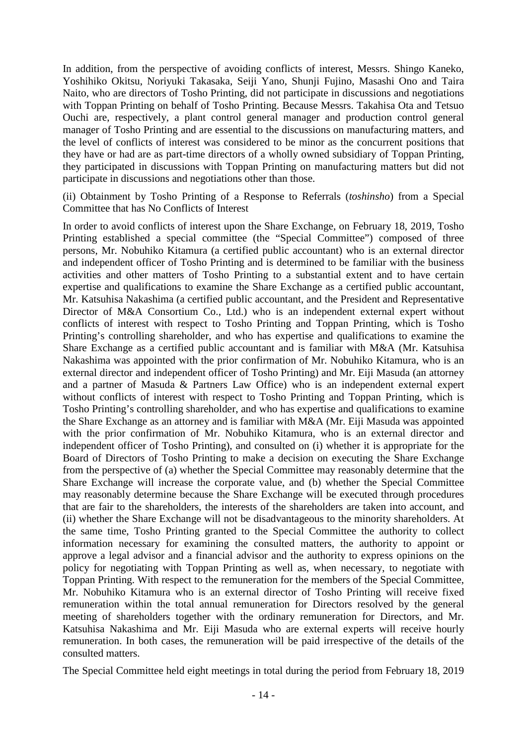In addition, from the perspective of avoiding conflicts of interest, Messrs. Shingo Kaneko, Yoshihiko Okitsu, Noriyuki Takasaka, Seiji Yano, Shunji Fujino, Masashi Ono and Taira Naito, who are directors of Tosho Printing, did not participate in discussions and negotiations with Toppan Printing on behalf of Tosho Printing. Because Messrs. Takahisa Ota and Tetsuo Ouchi are, respectively, a plant control general manager and production control general manager of Tosho Printing and are essential to the discussions on manufacturing matters, and the level of conflicts of interest was considered to be minor as the concurrent positions that they have or had are as part-time directors of a wholly owned subsidiary of Toppan Printing, they participated in discussions with Toppan Printing on manufacturing matters but did not participate in discussions and negotiations other than those.

(ii) Obtainment by Tosho Printing of a Response to Referrals (*toshinsho*) from a Special Committee that has No Conflicts of Interest

In order to avoid conflicts of interest upon the Share Exchange, on February 18, 2019, Tosho Printing established a special committee (the "Special Committee") composed of three persons, Mr. Nobuhiko Kitamura (a certified public accountant) who is an external director and independent officer of Tosho Printing and is determined to be familiar with the business activities and other matters of Tosho Printing to a substantial extent and to have certain expertise and qualifications to examine the Share Exchange as a certified public accountant, Mr. Katsuhisa Nakashima (a certified public accountant, and the President and Representative Director of M&A Consortium Co., Ltd.) who is an independent external expert without conflicts of interest with respect to Tosho Printing and Toppan Printing, which is Tosho Printing's controlling shareholder, and who has expertise and qualifications to examine the Share Exchange as a certified public accountant and is familiar with M&A (Mr. Katsuhisa Nakashima was appointed with the prior confirmation of Mr. Nobuhiko Kitamura, who is an external director and independent officer of Tosho Printing) and Mr. Eiji Masuda (an attorney and a partner of Masuda & Partners Law Office) who is an independent external expert without conflicts of interest with respect to Tosho Printing and Toppan Printing, which is Tosho Printing's controlling shareholder, and who has expertise and qualifications to examine the Share Exchange as an attorney and is familiar with M&A (Mr. Eiji Masuda was appointed with the prior confirmation of Mr. Nobuhiko Kitamura, who is an external director and independent officer of Tosho Printing), and consulted on (i) whether it is appropriate for the Board of Directors of Tosho Printing to make a decision on executing the Share Exchange from the perspective of (a) whether the Special Committee may reasonably determine that the Share Exchange will increase the corporate value, and (b) whether the Special Committee may reasonably determine because the Share Exchange will be executed through procedures that are fair to the shareholders, the interests of the shareholders are taken into account, and (ii) whether the Share Exchange will not be disadvantageous to the minority shareholders. At the same time, Tosho Printing granted to the Special Committee the authority to collect information necessary for examining the consulted matters, the authority to appoint or approve a legal advisor and a financial advisor and the authority to express opinions on the policy for negotiating with Toppan Printing as well as, when necessary, to negotiate with Toppan Printing. With respect to the remuneration for the members of the Special Committee, Mr. Nobuhiko Kitamura who is an external director of Tosho Printing will receive fixed remuneration within the total annual remuneration for Directors resolved by the general meeting of shareholders together with the ordinary remuneration for Directors, and Mr. Katsuhisa Nakashima and Mr. Eiji Masuda who are external experts will receive hourly remuneration. In both cases, the remuneration will be paid irrespective of the details of the consulted matters.

The Special Committee held eight meetings in total during the period from February 18, 2019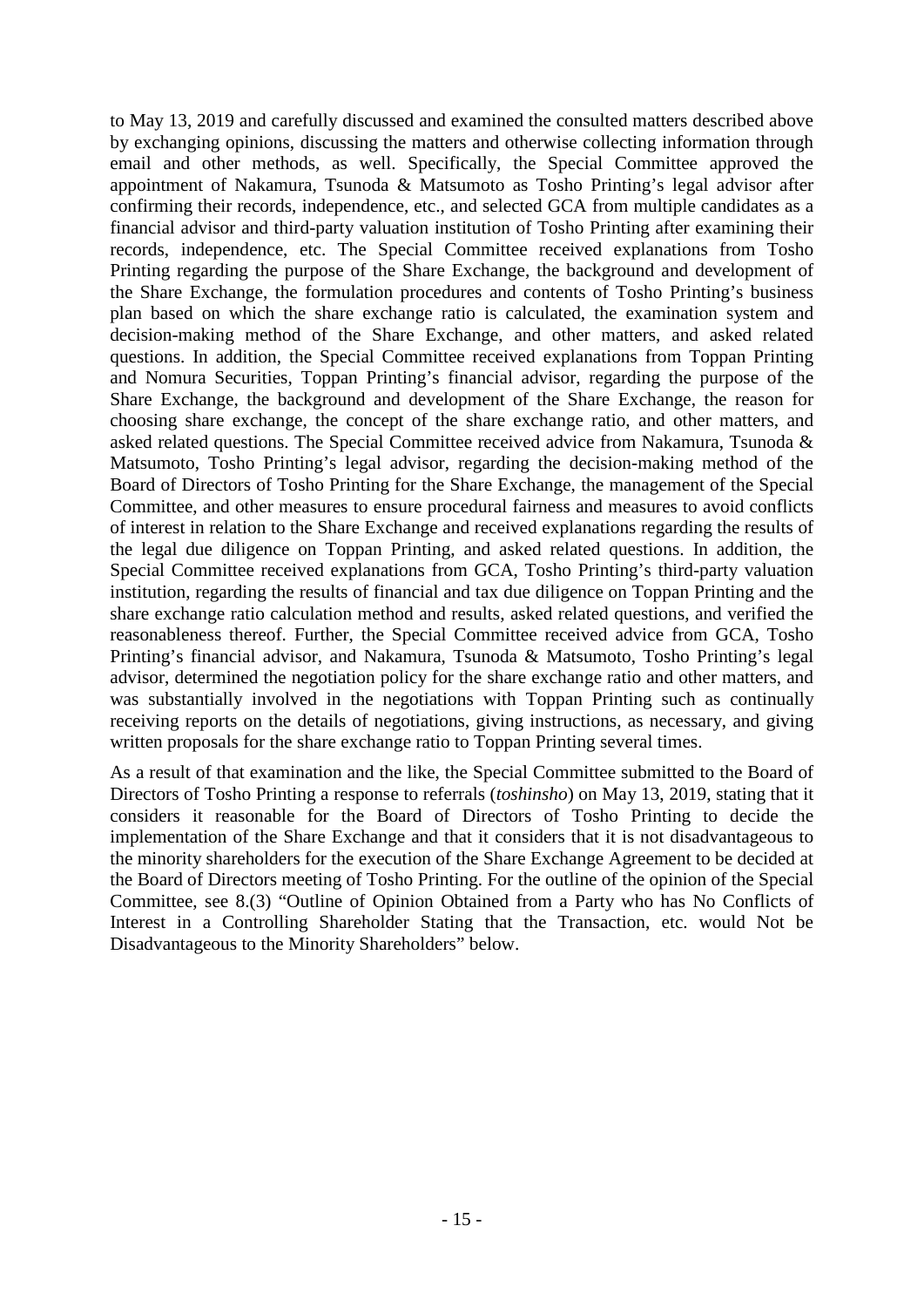to May 13, 2019 and carefully discussed and examined the consulted matters described above by exchanging opinions, discussing the matters and otherwise collecting information through email and other methods, as well. Specifically, the Special Committee approved the appointment of Nakamura, Tsunoda & Matsumoto as Tosho Printing's legal advisor after confirming their records, independence, etc., and selected GCA from multiple candidates as a financial advisor and third-party valuation institution of Tosho Printing after examining their records, independence, etc. The Special Committee received explanations from Tosho Printing regarding the purpose of the Share Exchange, the background and development of the Share Exchange, the formulation procedures and contents of Tosho Printing's business plan based on which the share exchange ratio is calculated, the examination system and decision-making method of the Share Exchange, and other matters, and asked related questions. In addition, the Special Committee received explanations from Toppan Printing and Nomura Securities, Toppan Printing's financial advisor, regarding the purpose of the Share Exchange, the background and development of the Share Exchange, the reason for choosing share exchange, the concept of the share exchange ratio, and other matters, and asked related questions. The Special Committee received advice from Nakamura, Tsunoda & Matsumoto, Tosho Printing's legal advisor, regarding the decision-making method of the Board of Directors of Tosho Printing for the Share Exchange, the management of the Special Committee, and other measures to ensure procedural fairness and measures to avoid conflicts of interest in relation to the Share Exchange and received explanations regarding the results of the legal due diligence on Toppan Printing, and asked related questions. In addition, the Special Committee received explanations from GCA, Tosho Printing's third-party valuation institution, regarding the results of financial and tax due diligence on Toppan Printing and the share exchange ratio calculation method and results, asked related questions, and verified the reasonableness thereof. Further, the Special Committee received advice from GCA, Tosho Printing's financial advisor, and Nakamura, Tsunoda & Matsumoto, Tosho Printing's legal advisor, determined the negotiation policy for the share exchange ratio and other matters, and was substantially involved in the negotiations with Toppan Printing such as continually receiving reports on the details of negotiations, giving instructions, as necessary, and giving written proposals for the share exchange ratio to Toppan Printing several times.

As a result of that examination and the like, the Special Committee submitted to the Board of Directors of Tosho Printing a response to referrals (*toshinsho*) on May 13, 2019, stating that it considers it reasonable for the Board of Directors of Tosho Printing to decide the implementation of the Share Exchange and that it considers that it is not disadvantageous to the minority shareholders for the execution of the Share Exchange Agreement to be decided at the Board of Directors meeting of Tosho Printing. For the outline of the opinion of the Special Committee, see 8.(3) "Outline of Opinion Obtained from a Party who has No Conflicts of Interest in a Controlling Shareholder Stating that the Transaction, etc. would Not be Disadvantageous to the Minority Shareholders" below.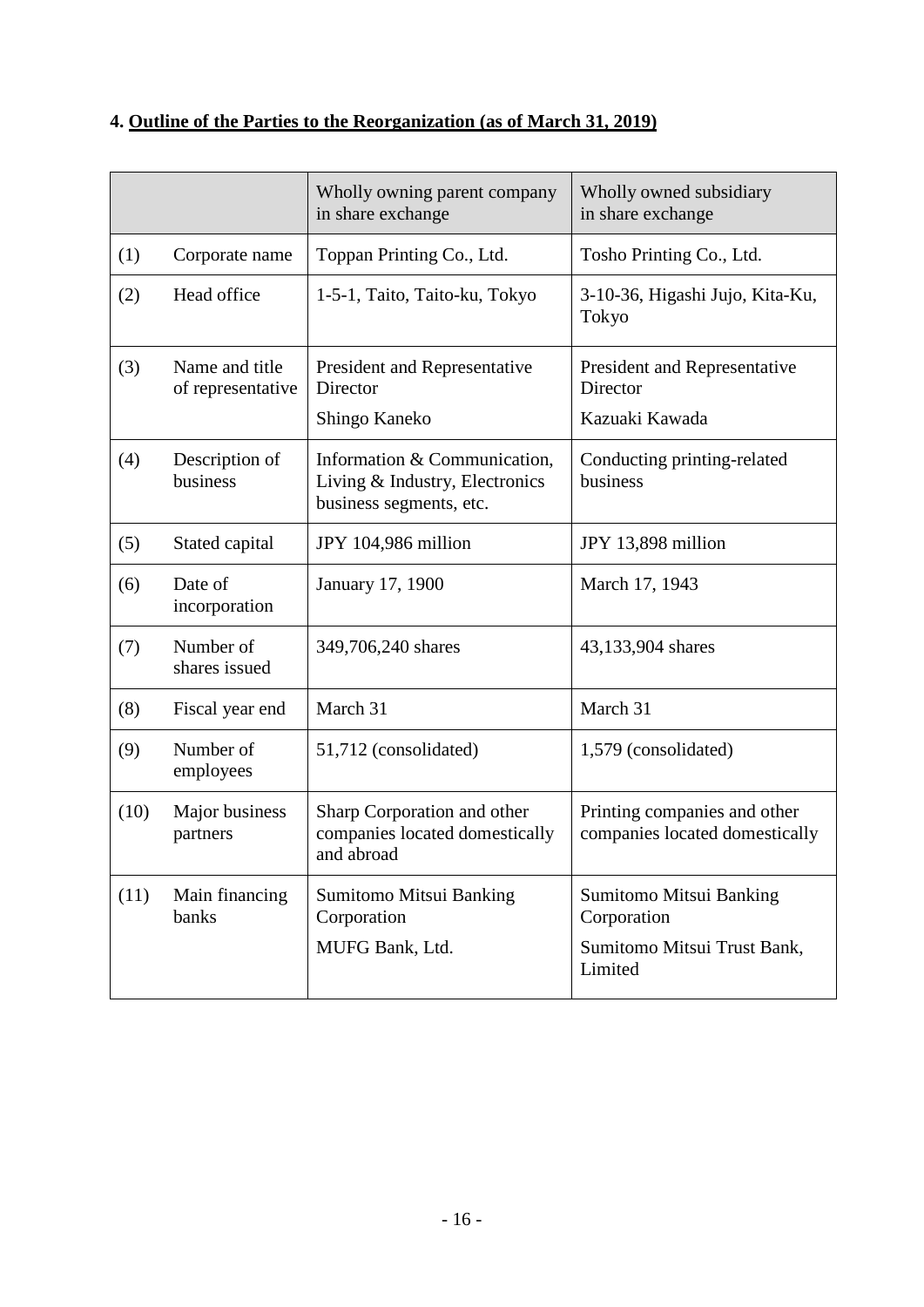## 4. **Outline of the Parties to the Reorganization (as of March 31, 2019)**

| | | Wholly owning parent company in share exchange | Wholly owned subsidiary in share exchange |
|---|---|---|---|
| (1) | Corporate name | Toppan Printing Co., Ltd. | Tosho Printing Co., Ltd. |
| (2) | Head office | 1-5-1, Taito, Taito-ku, Tokyo | 3-10-36, Higashi Jujo, Kita-Ku, Tokyo |
| (3) | Name and title of representative | President and Representative Director<br>Shingo Kaneko | President and Representative Director<br>Kazuaki Kawada |
| (4) | Description of business | Information & Communication, Living & Industry, Electronics business segments, etc. | Conducting printing-related business |
| (5) | Stated capital | JPY 104,986 million | JPY 13,898 million |
| (6) | Date of incorporation | January 17, 1900 | March 17, 1943 |
| (7) | Number of shares issued | 349,706,240 shares | 43,133,904 shares |
| (8) | Fiscal year end | March 31 | March 31 |
| (9) | Number of employees | 51,712 (consolidated) | 1,579 (consolidated) |
| (10) | Major business partners | Sharp Corporation and other companies located domestically and abroad | Printing companies and other companies located domestically |
| (11) | Main financing banks | Sumitomo Mitsui Banking Corporation<br>MUFG Bank, Ltd. | Sumitomo Mitsui Banking Corporation<br>Sumitomo Mitsui Trust Bank, Limited |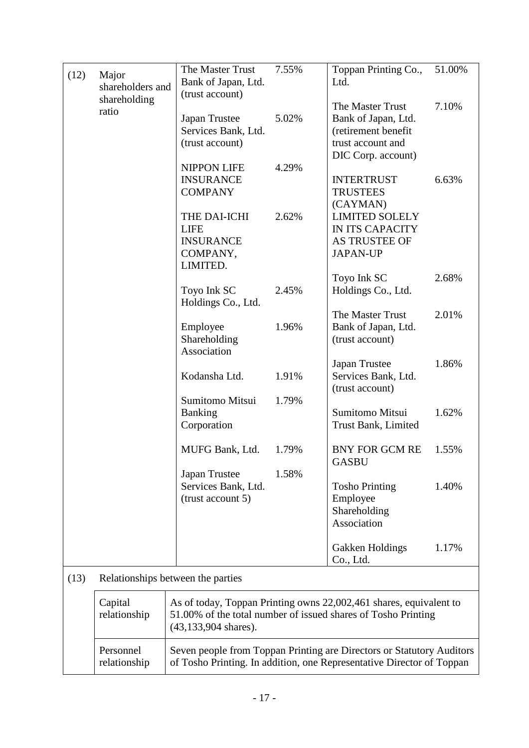| | | | | | |
|---|---|---|---|---|---|
| (12) | Major shareholders and shareholding ratio | The Master Trust Bank of Japan, Ltd. (trust account) | 7.55% | Toppan Printing Co., Ltd. | 51.00% |
| | | Japan Trustee Services Bank, Ltd. (trust account) | 5.02% | The Master Trust Bank of Japan, Ltd. (retirement benefit trust account and DIC Corp. account) | 7.10% |
| | | NIPPON LIFE INSURANCE COMPANY | 4.29% | INTERTRUST TRUSTEES (CAYMAN) LIMITED SOLELY IN ITS CAPACITY AS TRUSTEE OF JAPAN-UP | 6.63% |
| | | THE DAI-ICHI LIFE INSURANCE COMPANY, LIMITED. | 2.62% | Toyo Ink SC Holdings Co., Ltd. | 2.68% |
| | | Toyo Ink SC Holdings Co., Ltd. | 2.45% | The Master Trust Bank of Japan, Ltd. (trust account) | 2.01% |
| | | Employee Shareholding Association | 1.96% | Japan Trustee Services Bank, Ltd. (trust account) | 1.86% |
| | | Kodansha Ltd. | 1.91% | Sumitomo Mitsui Trust Bank, Limited | 1.62% |
| | | Sumitomo Mitsui Banking Corporation | 1.79% | BNY FOR GCM RE GASBU | 1.55% |
| | | MUFG Bank, Ltd. | 1.79% | Tosho Printing Employee Shareholding Association | 1.40% |
| | | Japan Trustee Services Bank, Ltd. (trust account 5) | 1.58% | Gakken Holdings Co., Ltd. | 1.17% |
| (13) | Relationships between the parties | | | | |
| | Capital relationship | As of today, Toppan Printing owns 22,002,461 shares, equivalent to 51.00% of the total number of issued shares of Tosho Printing (43,133,904 shares). | | | |
| | Personnel relationship | Seven people from Toppan Printing are Directors or Statutory Auditors of Tosho Printing. In addition, one Representative Director of Toppan | | | |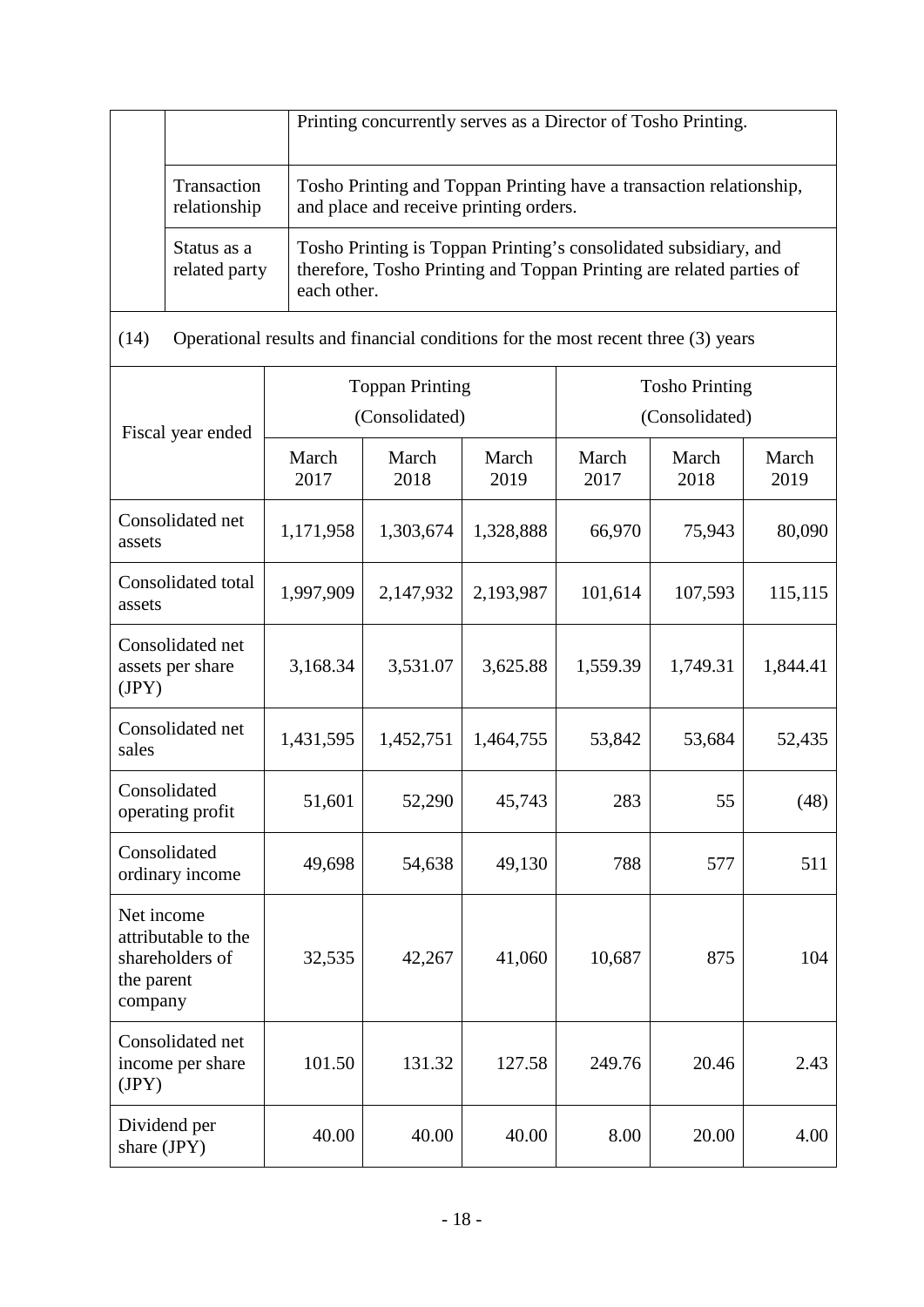| | | |
|---|---|---|
| | | Printing concurrently serves as a Director of Tosho Printing. |
| | Transaction relationship | Tosho Printing and Toppan Printing have a transaction relationship, and place and receive printing orders. |
| | Status as a related party | Tosho Printing is Toppan Printing's consolidated subsidiary, and therefore, Tosho Printing and Toppan Printing are related parties of each other. |

(14) Operational results and financial conditions for the most recent three (3) years

| Fiscal year ended | Toppan Printing (Consolidated) | | | Tosho Printing (Consolidated) | | |
|---|---|---|---|---|---|---|
| | March 2017 | March 2018 | March 2019 | March 2017 | March 2018 | March 2019 |
| Consolidated net assets | 1,171,958 | 1,303,674 | 1,328,888 | 66,970 | 75,943 | 80,090 |
| Consolidated total assets | 1,997,909 | 2,147,932 | 2,193,987 | 101,614 | 107,593 | 115,115 |
| Consolidated net assets per share (JPY) | 3,168.34 | 3,531.07 | 3,625.88 | 1,559.39 | 1,749.31 | 1,844.41 |
| Consolidated net sales | 1,431,595 | 1,452,751 | 1,464,755 | 53,842 | 53,684 | 52,435 |
| Consolidated operating profit | 51,601 | 52,290 | 45,743 | 283 | 55 | (48) |
| Consolidated ordinary income | 49,698 | 54,638 | 49,130 | 788 | 577 | 511 |
| Net income attributable to the shareholders of the parent company | 32,535 | 42,267 | 41,060 | 10,687 | 875 | 104 |
| Consolidated net income per share (JPY) | 101.50 | 131.32 | 127.58 | 249.76 | 20.46 | 2.43 |
| Dividend per share (JPY) | 40.00 | 40.00 | 40.00 | 8.00 | 20.00 | 4.00 |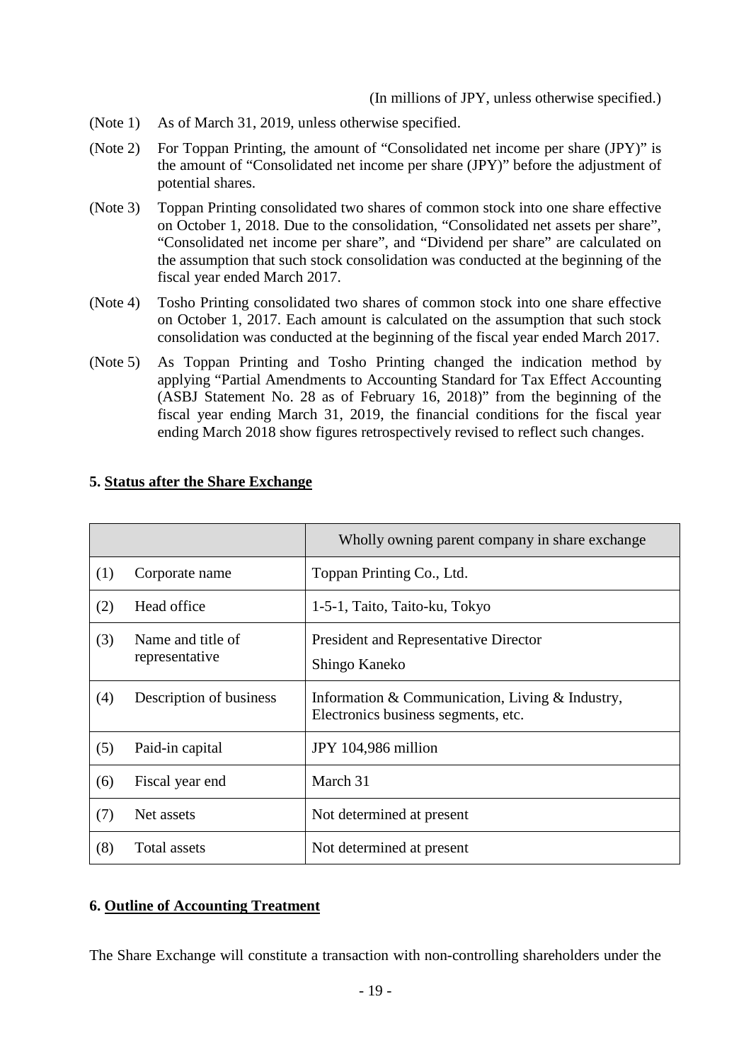(In millions of JPY, unless otherwise specified.)

(Note 1) As of March 31, 2019, unless otherwise specified.

(Note 2) For Toppan Printing, the amount of "Consolidated net income per share (JPY)" is the amount of "Consolidated net income per share (JPY)" before the adjustment of potential shares.

(Note 3) Toppan Printing consolidated two shares of common stock into one share effective on October 1, 2018. Due to the consolidation, "Consolidated net assets per share", "Consolidated net income per share", and "Dividend per share" are calculated on the assumption that such stock consolidation was conducted at the beginning of the fiscal year ended March 2017.

(Note 4) Tosho Printing consolidated two shares of common stock into one share effective on October 1, 2017. Each amount is calculated on the assumption that such stock consolidation was conducted at the beginning of the fiscal year ended March 2017.

(Note 5) As Toppan Printing and Tosho Printing changed the indication method by applying "Partial Amendments to Accounting Standard for Tax Effect Accounting (ASBJ Statement No. 28 as of February 16, 2018)" from the beginning of the fiscal year ending March 31, 2019, the financial conditions for the fiscal year ending March 2018 show figures retrospectively revised to reflect such changes.

## 5. Status after the Share Exchange

| | | Wholly owning parent company in share exchange |
|---|---|---|
| (1) | Corporate name | Toppan Printing Co., Ltd. |
| (2) | Head office | 1-5-1, Taito, Taito-ku, Tokyo |
| (3) | Name and title of representative | President and Representative Director<br>Shingo Kaneko |
| (4) | Description of business | Information & Communication, Living & Industry, Electronics business segments, etc. |
| (5) | Paid-in capital | JPY 104,986 million |
| (6) | Fiscal year end | March 31 |
| (7) | Net assets | Not determined at present |
| (8) | Total assets | Not determined at present |

## 6. Outline of Accounting Treatment

The Share Exchange will constitute a transaction with non-controlling shareholders under the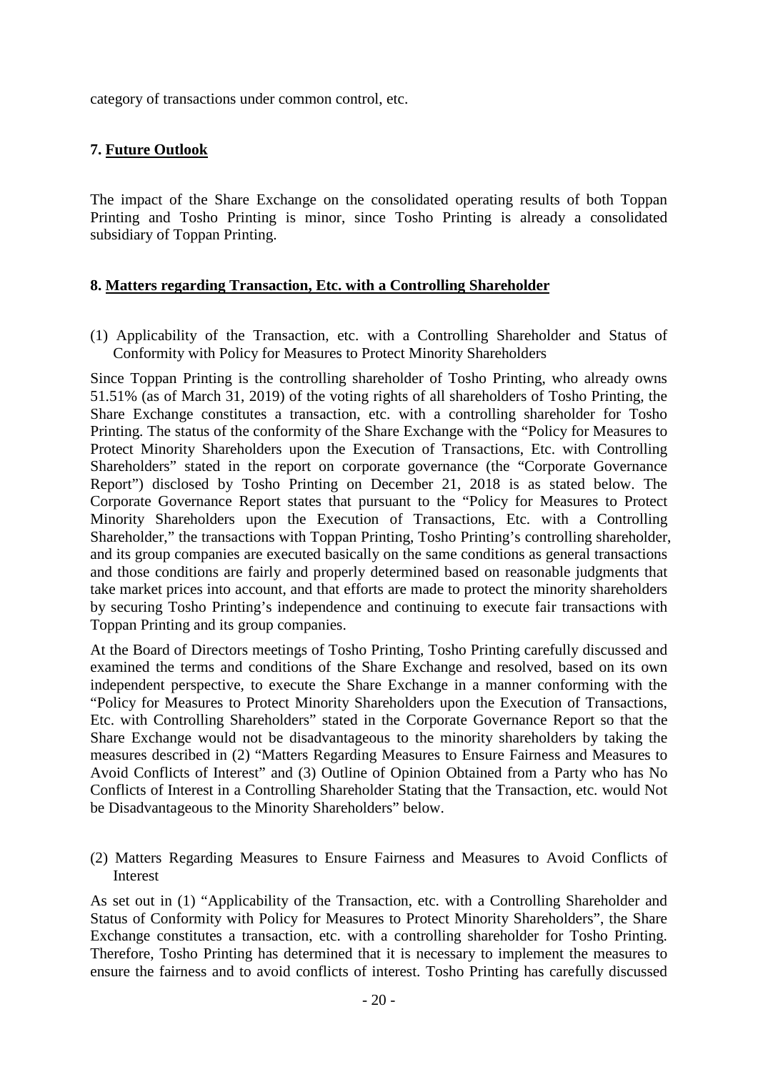category of transactions under common control, etc.

## 7. Future Outlook

The impact of the Share Exchange on the consolidated operating results of both Toppan Printing and Tosho Printing is minor, since Tosho Printing is already a consolidated subsidiary of Toppan Printing.

## 8. Matters regarding Transaction, Etc. with a Controlling Shareholder

(1) Applicability of the Transaction, etc. with a Controlling Shareholder and Status of Conformity with Policy for Measures to Protect Minority Shareholders

Since Toppan Printing is the controlling shareholder of Tosho Printing, who already owns 51.51% (as of March 31, 2019) of the voting rights of all shareholders of Tosho Printing, the Share Exchange constitutes a transaction, etc. with a controlling shareholder for Tosho Printing. The status of the conformity of the Share Exchange with the "Policy for Measures to Protect Minority Shareholders upon the Execution of Transactions, Etc. with Controlling Shareholders" stated in the report on corporate governance (the "Corporate Governance Report") disclosed by Tosho Printing on December 21, 2018 is as stated below. The Corporate Governance Report states that pursuant to the "Policy for Measures to Protect Minority Shareholders upon the Execution of Transactions, Etc. with a Controlling Shareholder," the transactions with Toppan Printing, Tosho Printing's controlling shareholder, and its group companies are executed basically on the same conditions as general transactions and those conditions are fairly and properly determined based on reasonable judgments that take market prices into account, and that efforts are made to protect the minority shareholders by securing Tosho Printing's independence and continuing to execute fair transactions with Toppan Printing and its group companies.

At the Board of Directors meetings of Tosho Printing, Tosho Printing carefully discussed and examined the terms and conditions of the Share Exchange and resolved, based on its own independent perspective, to execute the Share Exchange in a manner conforming with the "Policy for Measures to Protect Minority Shareholders upon the Execution of Transactions, Etc. with Controlling Shareholders" stated in the Corporate Governance Report so that the Share Exchange would not be disadvantageous to the minority shareholders by taking the measures described in (2) "Matters Regarding Measures to Ensure Fairness and Measures to Avoid Conflicts of Interest" and (3) Outline of Opinion Obtained from a Party who has No Conflicts of Interest in a Controlling Shareholder Stating that the Transaction, etc. would Not be Disadvantageous to the Minority Shareholders" below.

(2) Matters Regarding Measures to Ensure Fairness and Measures to Avoid Conflicts of Interest

As set out in (1) "Applicability of the Transaction, etc. with a Controlling Shareholder and Status of Conformity with Policy for Measures to Protect Minority Shareholders", the Share Exchange constitutes a transaction, etc. with a controlling shareholder for Tosho Printing. Therefore, Tosho Printing has determined that it is necessary to implement the measures to ensure the fairness and to avoid conflicts of interest. Tosho Printing has carefully discussed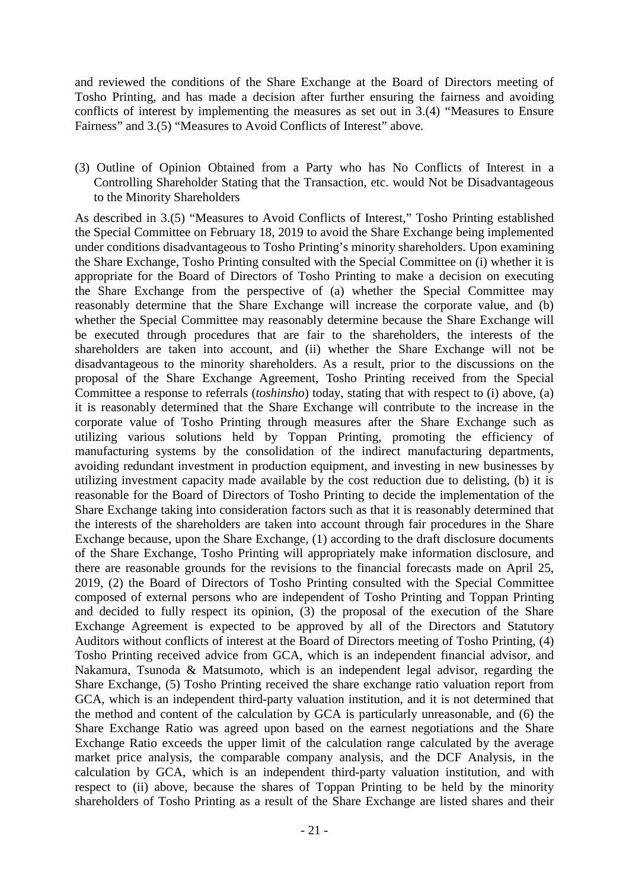and reviewed the conditions of the Share Exchange at the Board of Directors meeting of Tosho Printing, and has made a decision after further ensuring the fairness and avoiding conflicts of interest by implementing the measures as set out in 3.(4) "Measures to Ensure Fairness" and 3.(5) "Measures to Avoid Conflicts of Interest" above.

### (3) Outline of Opinion Obtained from a Party who has No Conflicts of Interest in a Controlling Shareholder Stating that the Transaction, etc. would Not be Disadvantageous to the Minority Shareholders

As described in 3.(5) "Measures to Avoid Conflicts of Interest," Tosho Printing established the Special Committee on February 18, 2019 to avoid the Share Exchange being implemented under conditions disadvantageous to Tosho Printing's minority shareholders. Upon examining the Share Exchange, Tosho Printing consulted with the Special Committee on (i) whether it is appropriate for the Board of Directors of Tosho Printing to make a decision on executing the Share Exchange from the perspective of (a) whether the Special Committee may reasonably determine that the Share Exchange will increase the corporate value, and (b) whether the Special Committee may reasonably determine because the Share Exchange will be executed through procedures that are fair to the shareholders, the interests of the shareholders are taken into account, and (ii) whether the Share Exchange will not be disadvantageous to the minority shareholders. As a result, prior to the discussions on the proposal of the Share Exchange Agreement, Tosho Printing received from the Special Committee a response to referrals (*toshinsho*) today, stating that with respect to (i) above, (a) it is reasonably determined that the Share Exchange will contribute to the increase in the corporate value of Tosho Printing through measures after the Share Exchange such as utilizing various solutions held by Toppan Printing, promoting the efficiency of manufacturing systems by the consolidation of the indirect manufacturing departments, avoiding redundant investment in production equipment, and investing in new businesses by utilizing investment capacity made available by the cost reduction due to delisting, (b) it is reasonable for the Board of Directors of Tosho Printing to decide the implementation of the Share Exchange taking into consideration factors such as that it is reasonably determined that the interests of the shareholders are taken into account through fair procedures in the Share Exchange because, upon the Share Exchange, (1) according to the draft disclosure documents of the Share Exchange, Tosho Printing will appropriately make information disclosure, and there are reasonable grounds for the revisions to the financial forecasts made on April 25, 2019, (2) the Board of Directors of Tosho Printing consulted with the Special Committee composed of external persons who are independent of Tosho Printing and Toppan Printing and decided to fully respect its opinion, (3) the proposal of the execution of the Share Exchange Agreement is expected to be approved by all of the Directors and Statutory Auditors without conflicts of interest at the Board of Directors meeting of Tosho Printing, (4) Tosho Printing received advice from GCA, which is an independent financial advisor, and Nakamura, Tsunoda & Matsumoto, which is an independent legal advisor, regarding the Share Exchange, (5) Tosho Printing received the share exchange ratio valuation report from GCA, which is an independent third-party valuation institution, and it is not determined that the method and content of the calculation by GCA is particularly unreasonable, and (6) the Share Exchange Ratio was agreed upon based on the earnest negotiations and the Share Exchange Ratio exceeds the upper limit of the calculation range calculated by the average market price analysis, the comparable company analysis, and the DCF Analysis, in the calculation by GCA, which is an independent third-party valuation institution, and with respect to (ii) above, because the shares of Toppan Printing to be held by the minority shareholders of Tosho Printing as a result of the Share Exchange are listed shares and their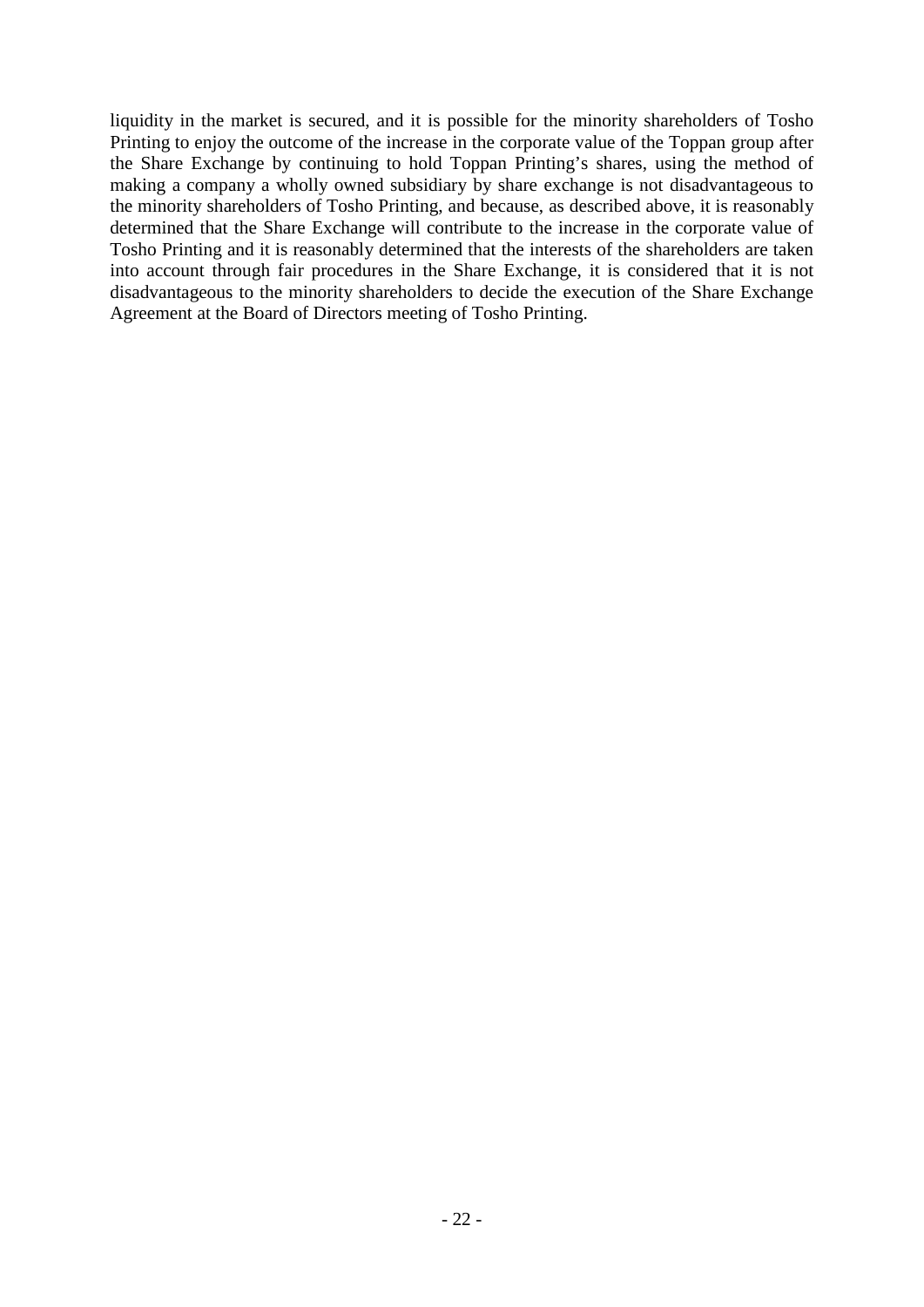liquidity in the market is secured, and it is possible for the minority shareholders of Tosho Printing to enjoy the outcome of the increase in the corporate value of the Toppan group after the Share Exchange by continuing to hold Toppan Printing's shares, using the method of making a company a wholly owned subsidiary by share exchange is not disadvantageous to the minority shareholders of Tosho Printing, and because, as described above, it is reasonably determined that the Share Exchange will contribute to the increase in the corporate value of Tosho Printing and it is reasonably determined that the interests of the shareholders are taken into account through fair procedures in the Share Exchange, it is considered that it is not disadvantageous to the minority shareholders to decide the execution of the Share Exchange Agreement at the Board of Directors meeting of Tosho Printing.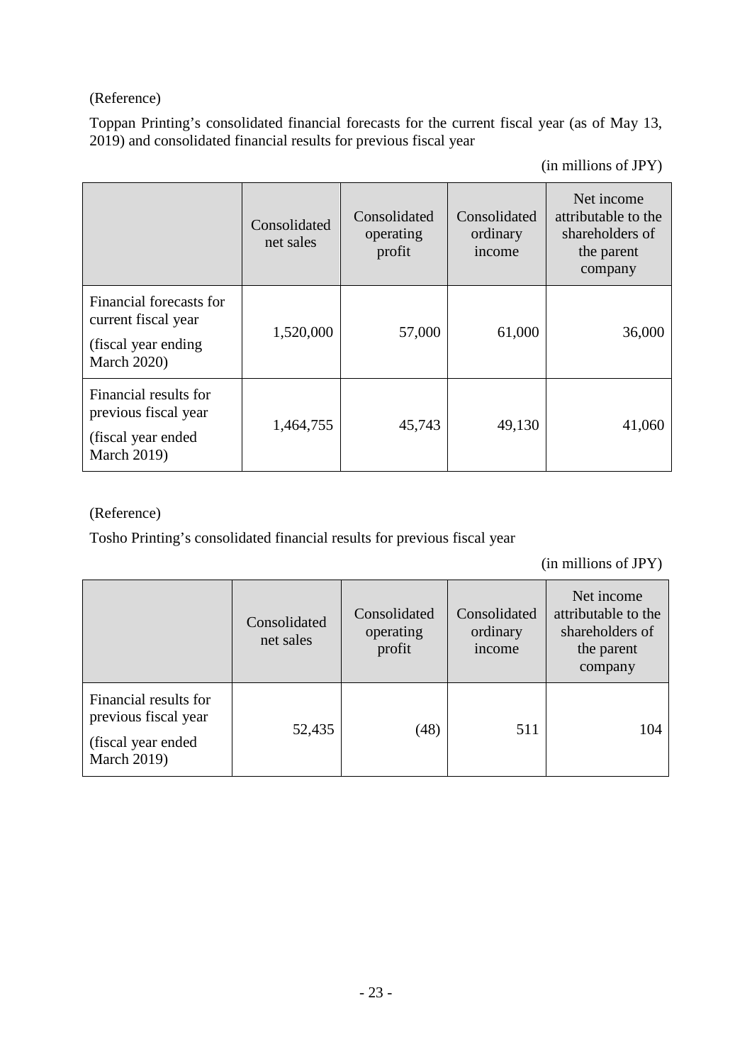(Reference)

Toppan Printing's consolidated financial forecasts for the current fiscal year (as of May 13, 2019) and consolidated financial results for previous fiscal year

(in millions of JPY)

| | Consolidated net sales | Consolidated operating profit | Consolidated ordinary income | Net income attributable to the shareholders of the parent company |
|---|---|---|---|---|
| Financial forecasts for current fiscal year (fiscal year ending March 2020) | 1,520,000 | 57,000 | 61,000 | 36,000 |
| Financial results for previous fiscal year (fiscal year ended March 2019) | 1,464,755 | 45,743 | 49,130 | 41,060 |

(Reference)

Tosho Printing's consolidated financial results for previous fiscal year

(in millions of JPY)

| | Consolidated net sales | Consolidated operating profit | Consolidated ordinary income | Net income attributable to the shareholders of the parent company |
|---|---|---|---|---|
| Financial results for previous fiscal year (fiscal year ended March 2019) | 52,435 | (48) | 511 | 104 |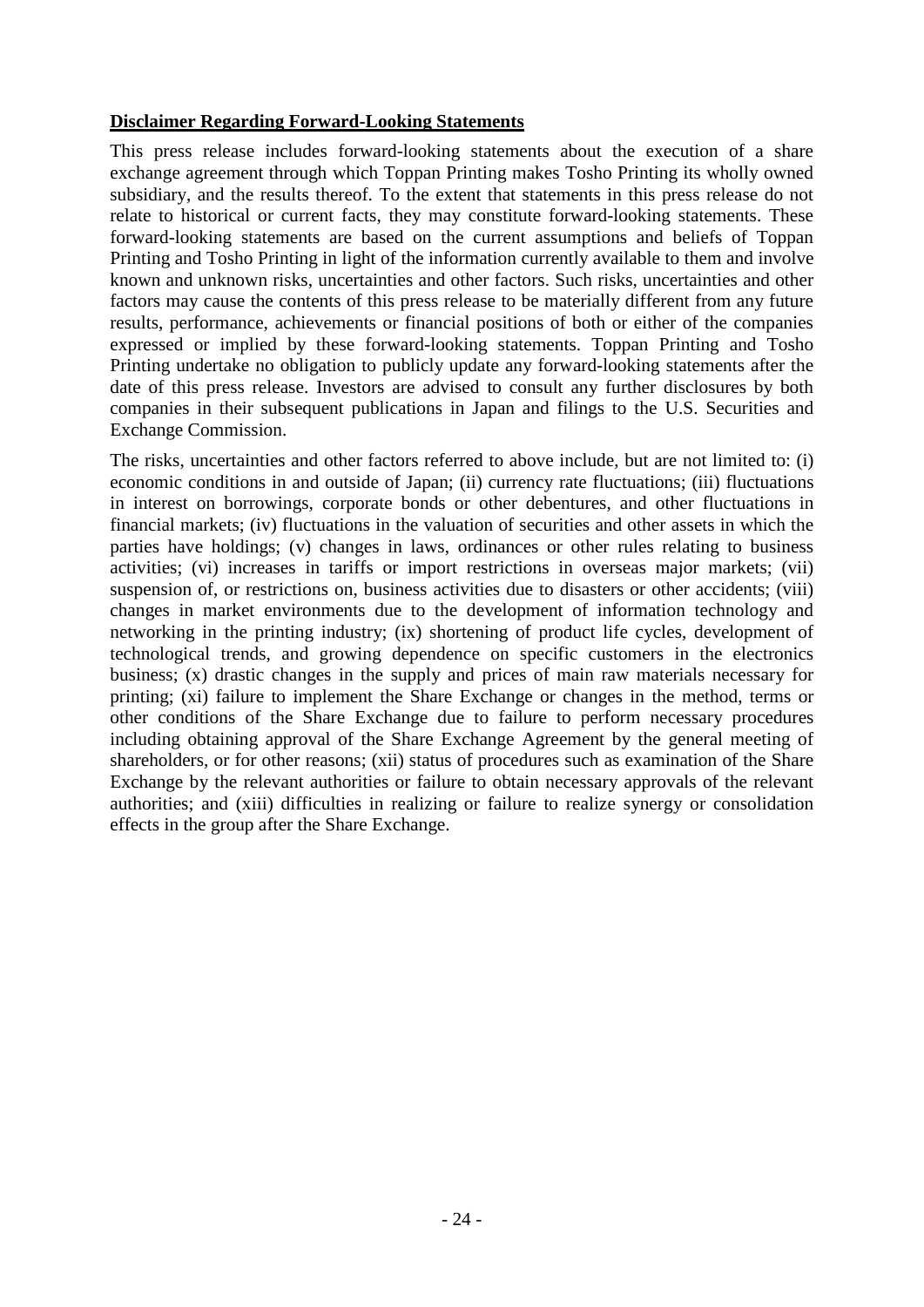**Disclaimer Regarding Forward-Looking Statements**

This press release includes forward-looking statements about the execution of a share exchange agreement through which Toppan Printing makes Tosho Printing its wholly owned subsidiary, and the results thereof. To the extent that statements in this press release do not relate to historical or current facts, they may constitute forward-looking statements. These forward-looking statements are based on the current assumptions and beliefs of Toppan Printing and Tosho Printing in light of the information currently available to them and involve known and unknown risks, uncertainties and other factors. Such risks, uncertainties and other factors may cause the contents of this press release to be materially different from any future results, performance, achievements or financial positions of both or either of the companies expressed or implied by these forward-looking statements. Toppan Printing and Tosho Printing undertake no obligation to publicly update any forward-looking statements after the date of this press release. Investors are advised to consult any further disclosures by both companies in their subsequent publications in Japan and filings to the U.S. Securities and Exchange Commission.

The risks, uncertainties and other factors referred to above include, but are not limited to: (i) economic conditions in and outside of Japan; (ii) currency rate fluctuations; (iii) fluctuations in interest on borrowings, corporate bonds or other debentures, and other fluctuations in financial markets; (iv) fluctuations in the valuation of securities and other assets in which the parties have holdings; (v) changes in laws, ordinances or other rules relating to business activities; (vi) increases in tariffs or import restrictions in overseas major markets; (vii) suspension of, or restrictions on, business activities due to disasters or other accidents; (viii) changes in market environments due to the development of information technology and networking in the printing industry; (ix) shortening of product life cycles, development of technological trends, and growing dependence on specific customers in the electronics business; (x) drastic changes in the supply and prices of main raw materials necessary for printing; (xi) failure to implement the Share Exchange or changes in the method, terms or other conditions of the Share Exchange due to failure to perform necessary procedures including obtaining approval of the Share Exchange Agreement by the general meeting of shareholders, or for other reasons; (xii) status of procedures such as examination of the Share Exchange by the relevant authorities or failure to obtain necessary approvals of the relevant authorities; and (xiii) difficulties in realizing or failure to realize synergy or consolidation effects in the group after the Share Exchange.